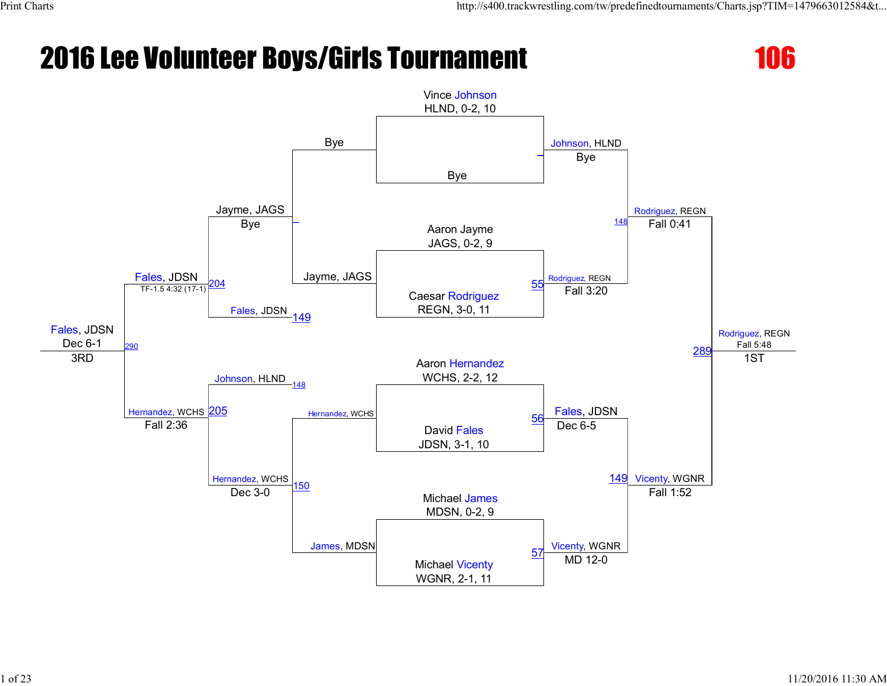# 2016 Lee Volunteer Boys/Girls Tournament

## 106

### Championship Bracket

**First Round**

- Vince Johnson, HLND, 0-2, 10 vs. Bye — Johnson, HLND: Bye
- Aaron Jayme, JAGS, 0-2, 9 vs. Caesar Rodriguez, REGN, 3-0, 11 — Match 55: Rodriguez, REGN: Fall 3:20
- Aaron Hernandez, WCHS, 2-2, 12 vs. David Fales, JDSN, 3-1, 10 — Match 56: Fales, JDSN: Dec 6-5
- Michael James, MDSN, 0-2, 9 vs. Michael Vicenty, WGNR, 2-1, 11 — Match 57: Vicenty, WGNR: MD 12-0

**Semifinals**

- Match 148: Johnson, HLND vs. Rodriguez, REGN — Rodriguez, REGN: Fall 0:41
- Match 149: Fales, JDSN vs. Vicenty, WGNR — Vicenty, WGNR: Fall 1:52

**Final**

- Match 289: Rodriguez, REGN vs. Vicenty, WGNR — Rodriguez, REGN: Fall 5:48 — **1ST**

### Consolation Bracket

**First Round**

- Bye vs. Jayme, JAGS — Jayme, JAGS
- Hernandez, WCHS vs. James, MDSN — Match 150: Hernandez, WCHS: Dec 3-0

**Second Round**

- Jayme, JAGS vs. Fales, JDSN (149) — Match 204: Fales, JDSN: TF-1.5 4:32 (17-1)
- Johnson, HLND (148) vs. Hernandez, WCHS — Match 205: Hernandez, WCHS: Fall 2:36

**3rd Place**

- Match 290: Fales, JDSN vs. Hernandez, WCHS — Fales, JDSN: Dec 6-1 — **3RD**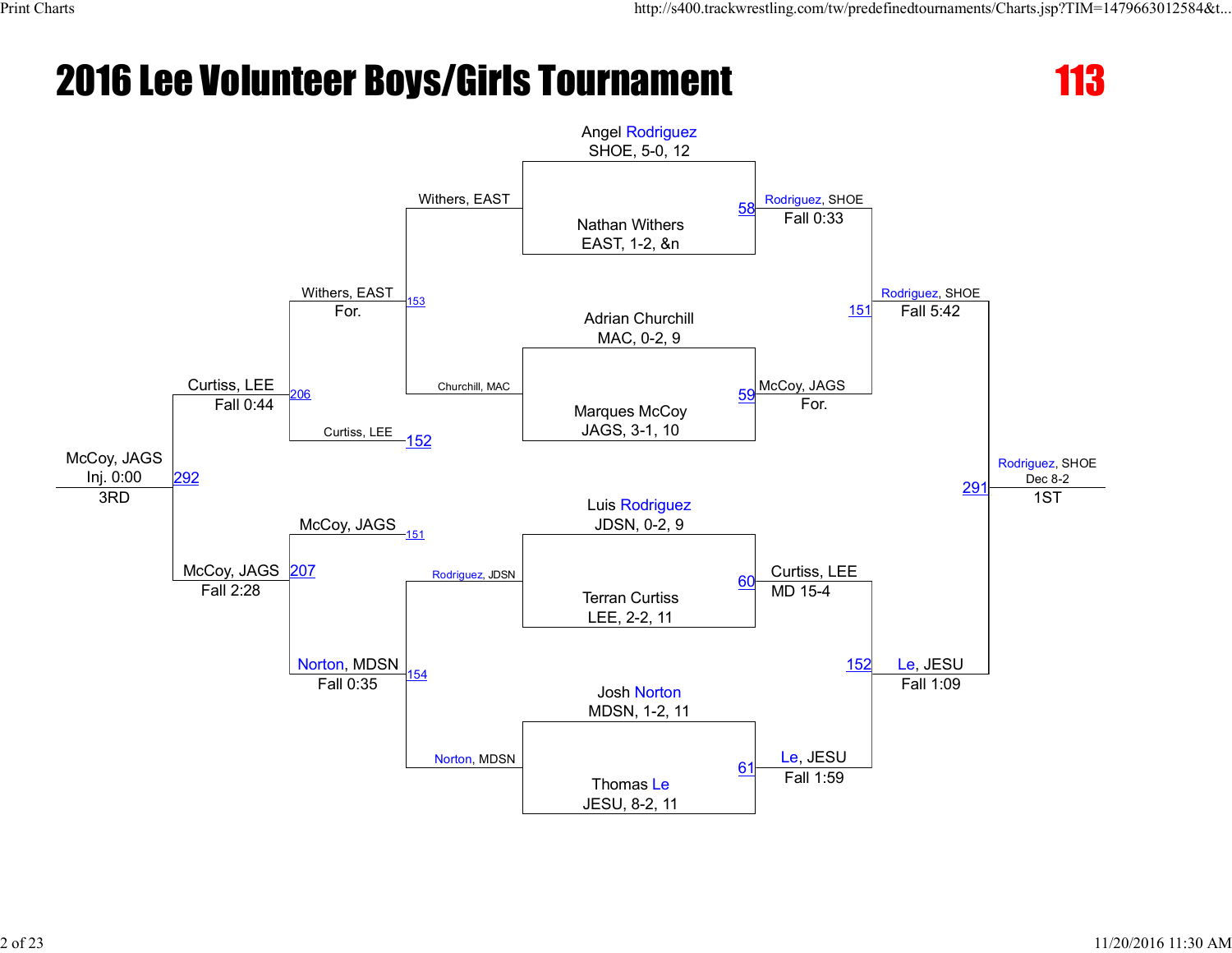# 2016 Lee Volunteer Boys/Girls Tournament

**113**

## Championship Bracket

**First Round**

- Match 58: Angel Rodriguez (SHOE, 5-0, 12) vs. Nathan Withers (EAST, 1-2, &n) — Rodriguez, SHOE, Fall 0:33
- Match 59: Adrian Churchill (MAC, 0-2, 9) vs. Marques McCoy (JAGS, 3-1, 10) — McCoy, JAGS, For.
- Match 60: Luis Rodriguez (JDSN, 0-2, 9) vs. Terran Curtiss (LEE, 2-2, 11) — Curtiss, LEE, MD 15-4
- Match 61: Josh Norton (MDSN, 1-2, 11) vs. Thomas Le (JESU, 8-2, 11) — Le, JESU, Fall 1:59

**Semifinals**

- Match 151: Rodriguez, SHOE vs. McCoy, JAGS — Rodriguez, SHOE, Fall 5:42
- Match 152: Curtiss, LEE vs. Le, JESU — Le, JESU, Fall 1:09

**Final**

- Match 291: Rodriguez, SHOE vs. Le, JESU — Rodriguez, SHOE, Dec 8-2 — 1ST

## Consolation Bracket

**First Round**

- Match 153: Withers, EAST vs. Churchill, MAC — Withers, EAST, For.
- Match 154: Rodriguez, JDSN vs. Norton, MDSN — Norton, MDSN, Fall 0:35

**Second Round**

- Match 206: Withers, EAST vs. Curtiss, LEE (loser of 152) — Curtiss, LEE, Fall 0:44
- Match 207: McCoy, JAGS (loser of 151) vs. Norton, MDSN — McCoy, JAGS, Fall 2:28

**Third Place**

- Match 292: Curtiss, LEE vs. McCoy, JAGS — McCoy, JAGS, Inj. 0:00 — 3RD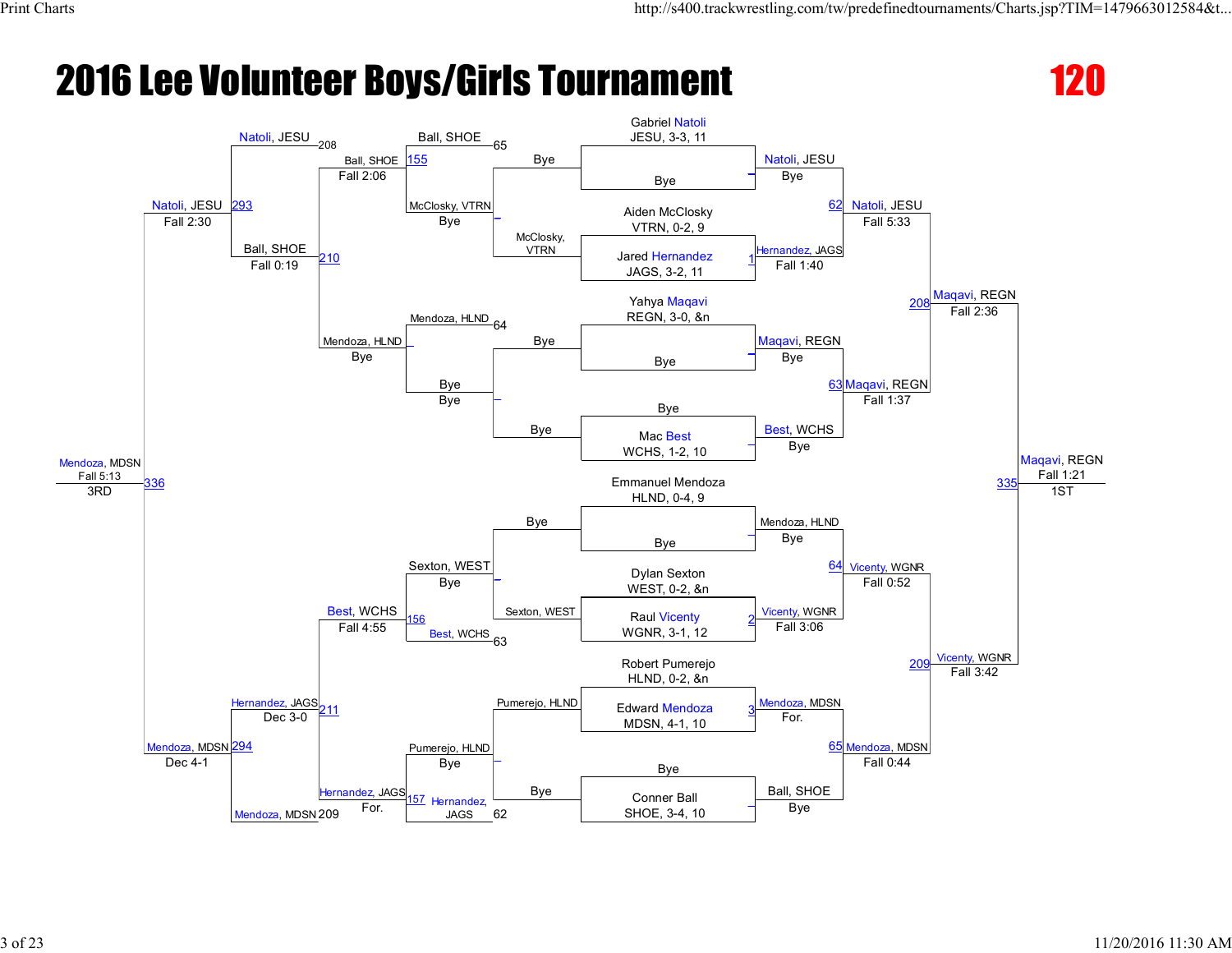# 2016 Lee Volunteer Boys/Girls Tournament

## 120

### Championship Bracket

**Seeds / First Round**

| Wrestler | Opponent | Bout | Winner | Result |
| --- | --- | --- | --- | --- |
| Gabriel Natoli, JESU, 3-3, 11 | Bye | – | Natoli, JESU | Bye |
| Aiden McClosky, VTRN, 0-2, 9 | Jared Hernandez, JAGS, 3-2, 11 | 1 | Hernandez, JAGS | Fall 1:40 |
| Yahya Maqavi, REGN, 3-0, &n | Bye | – | Maqavi, REGN | Bye |
| Bye | Mac Best, WCHS, 1-2, 10 | – | Best, WCHS | Bye |
| Emmanuel Mendoza, HLND, 0-4, 9 | Bye | – | Mendoza, HLND | Bye |
| Dylan Sexton, WEST, 0-2, &n | Raul Vicenty, WGNR, 3-1, 12 | 2 | Vicenty, WGNR | Fall 3:06 |
| Robert Pumerejo, HLND, 0-2, &n | Edward Mendoza, MDSN, 4-1, 10 | 3 | Mendoza, MDSN | For. |
| Bye | Conner Ball, SHOE, 3-4, 10 | – | Ball, SHOE | Bye |

**Quarterfinals**

| Bout | Wrestlers | Winner | Result |
| --- | --- | --- | --- |
| 62 | Natoli, JESU vs. Hernandez, JAGS | Natoli, JESU | Fall 5:33 |
| 63 | Maqavi, REGN vs. Best, WCHS | Maqavi, REGN | Fall 1:37 |
| 64 | Mendoza, HLND vs. Vicenty, WGNR | Vicenty, WGNR | Fall 0:52 |
| 65 | Mendoza, MDSN vs. Ball, SHOE | Mendoza, MDSN | Fall 0:44 |

**Semifinals**

| Bout | Wrestlers | Winner | Result |
| --- | --- | --- | --- |
| 208 | Natoli, JESU vs. Maqavi, REGN | Maqavi, REGN | Fall 2:36 |
| 209 | Vicenty, WGNR vs. Mendoza, MDSN | Vicenty, WGNR | Fall 3:42 |

**Final**

| Bout | Wrestlers | Winner | Result | Place |
| --- | --- | --- | --- | --- |
| 335 | Maqavi, REGN vs. Vicenty, WGNR | Maqavi, REGN | Fall 1:21 | 1ST |

### Consolation Bracket

| Bout | Wrestlers | Winner | Result |
| --- | --- | --- | --- |
| – | McClosky, VTRN vs. Bye | McClosky, VTRN | Bye |
| – | Bye vs. Bye | Bye | Bye |
| – | Bye vs. Sexton, WEST | Sexton, WEST | Bye |
| – | Pumerejo, HLND vs. Bye | Pumerejo, HLND | Bye |
| 155 | Ball, SHOE vs. McClosky, VTRN | Ball, SHOE | Fall 2:06 |
| – | Mendoza, HLND vs. Bye | Mendoza, HLND | Bye |
| 156 | Sexton, WEST vs. Best, WCHS | Best, WCHS | Fall 4:55 |
| 157 | Pumerejo, HLND vs. Hernandez, JAGS | Hernandez, JAGS | For. |
| 210 | Ball, SHOE vs. Mendoza, HLND | Ball, SHOE | Fall 0:19 |
| 211 | Best, WCHS vs. Hernandez, JAGS | Hernandez, JAGS | Dec 3-0 |
| 293 | Natoli, JESU vs. Ball, SHOE | Natoli, JESU | Fall 2:30 |
| 294 | Hernandez, JAGS vs. Mendoza, MDSN | Mendoza, MDSN | Dec 4-1 |
| 336 | Natoli, JESU vs. Mendoza, MDSN | Mendoza, MDSN | Fall 5:13 (3RD) |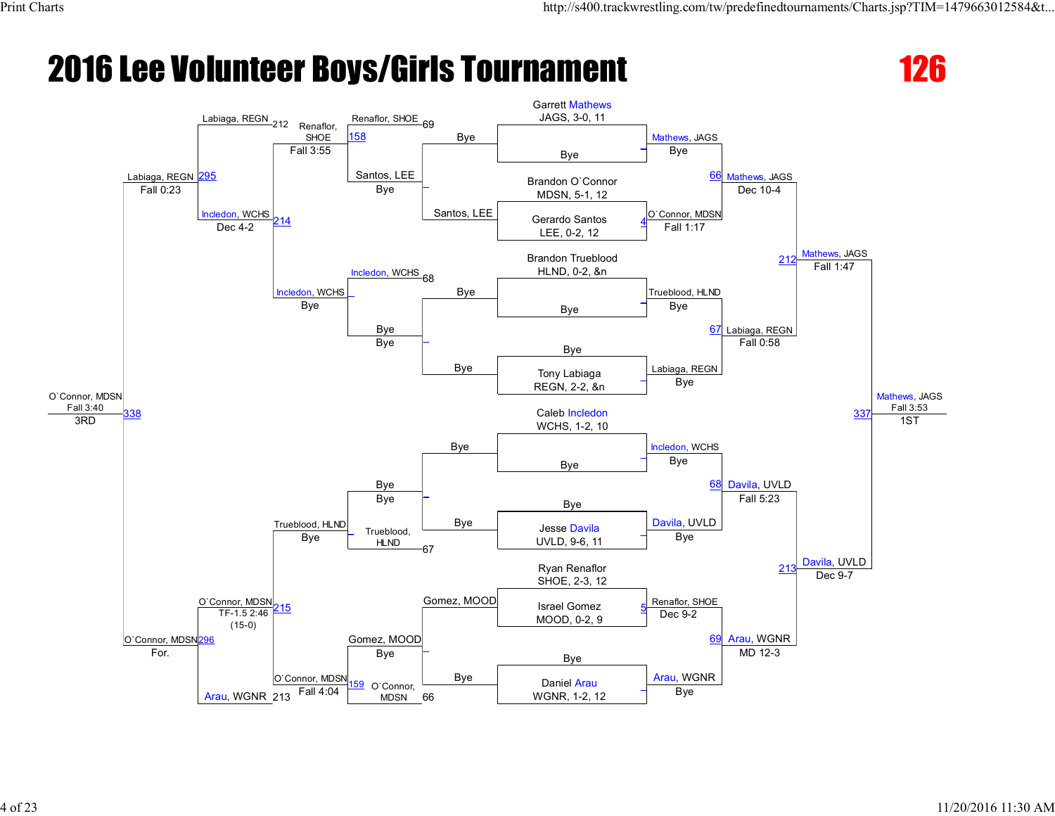# 2016 Lee Volunteer Boys/Girls Tournament

## 126

### Championship Bracket

**First Round**

| Match | Wrestler | Opponent | Winner | Result |
|---|---|---|---|---|
| | Garrett Mathews (JAGS, 3-0, 11) | Bye | Mathews, JAGS | Bye |
| 4 | Brandon O`Connor (MDSN, 5-1, 12) | Gerardo Santos (LEE, 0-2, 12) | O`Connor, MDSN | Fall 1:17 |
| | Brandon Trueblood (HLND, 0-2, &n) | Bye | Trueblood, HLND | Bye |
| | Bye | Tony Labiaga (REGN, 2-2, &n) | Labiaga, REGN | Bye |
| | Caleb Incledon (WCHS, 1-2, 10) | Bye | Incledon, WCHS | Bye |
| | Bye | Jesse Davila (UVLD, 9-6, 11) | Davila, UVLD | Bye |
| 5 | Ryan Renaflor (SHOE, 2-3, 12) | Israel Gomez (MOOD, 0-2, 9) | Renaflor, SHOE | Dec 9-2 |
| | Bye | Daniel Arau (WGNR, 1-2, 12) | Arau, WGNR | Bye |

**Quarterfinals**

| Match | Winner | Result |
|---|---|---|
| 66 | Mathews, JAGS | Dec 10-4 |
| 67 | Labiaga, REGN | Fall 0:58 |
| 68 | Davila, UVLD | Fall 5:23 |
| 69 | Arau, WGNR | MD 12-3 |

**Semifinals**

| Match | Winner | Result |
|---|---|---|
| 212 | Mathews, JAGS | Fall 1:47 |
| 213 | Davila, UVLD | Dec 9-7 |

**Final**

| Match | Winner | Result | Place |
|---|---|---|---|
| 337 | Mathews, JAGS | Fall 3:53 | 1ST |

### Consolation Bracket

| Match | Wrestler | Opponent | Winner | Result |
|---|---|---|---|---|
| | Bye | Santos, LEE | Santos, LEE | Bye |
| | Bye | Bye | Bye | |
| | Bye | Bye | Bye | |
| | Gomez, MOOD | Bye | Gomez, MOOD | Bye |
| 158 | Renaflor, SHOE (69) | Santos, LEE | Renaflor, SHOE | Fall 3:55 |
| | Incledon, WCHS (68) | Bye | Incledon, WCHS | Bye |
| | Bye | Trueblood, HLND (67) | Trueblood, HLND | Bye |
| 159 | Gomez, MOOD | O`Connor, MDSN (66) | O`Connor, MDSN | Fall 4:04 |
| 214 | Labiaga, REGN (212) | Renaflor, SHOE / Incledon, WCHS | Incledon, WCHS | Dec 4-2 |
| 215 | Trueblood, HLND | O`Connor, MDSN | O`Connor, MDSN | TF-1.5 2:46 (15-0) |
| 295 | Labiaga, REGN | Incledon, WCHS | Labiaga, REGN | Fall 0:23 |
| 296 | O`Connor, MDSN | Arau, WGNR (213) | O`Connor, MDSN | For. |
| 338 | Labiaga, REGN | O`Connor, MDSN | O`Connor, MDSN | Fall 3:40 |

O`Connor, MDSN — 3RD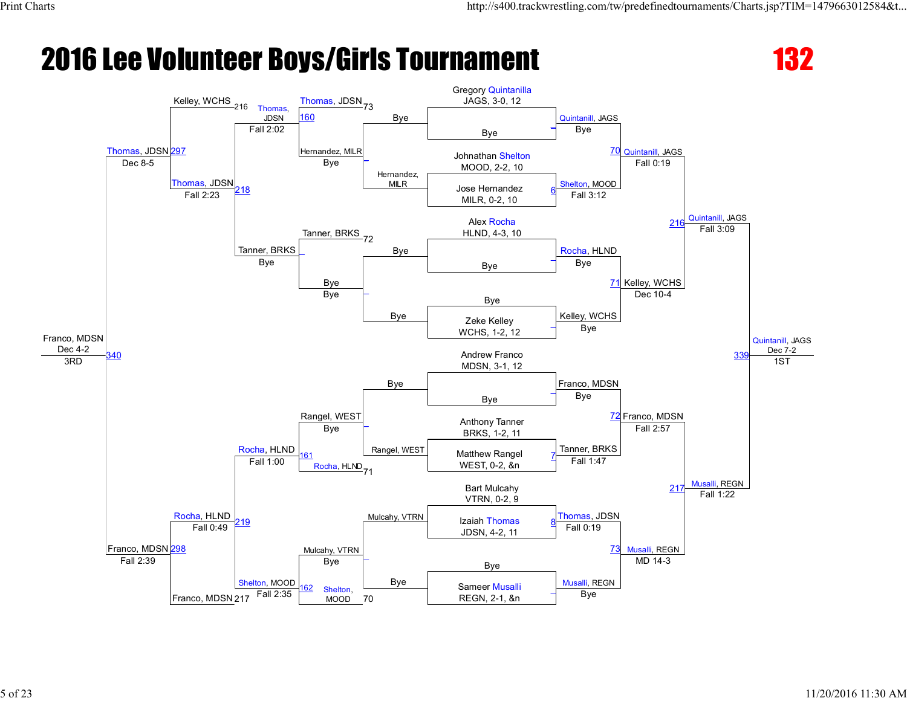# 2016 Lee Volunteer Boys/Girls Tournament

## 132

### Championship Bracket

**Seeds / Entrants**

- Gregory Quintanilla, JAGS, 3-0, 12
- Johnathan Shelton, MOOD, 2-2, 10
- Jose Hernandez, MILR, 0-2, 10
- Alex Rocha, HLND, 4-3, 10
- Zeke Kelley, WCHS, 1-2, 12
- Andrew Franco, MDSN, 3-1, 12
- Anthony Tanner, BRKS, 1-2, 11
- Matthew Rangel, WEST, 0-2, &n
- Bart Mulcahy, VTRN, 0-2, 9
- Izaiah Thomas, JDSN, 4-2, 11
- Sameer Musalli, REGN, 2-1, &n

**First Round**

- Quintanilla, JAGS — Bye (Gregory Quintanilla vs Bye)
- 6: Shelton, MOOD — Fall 3:12 (Johnathan Shelton vs Jose Hernandez)
- Rocha, HLND — Bye (Alex Rocha vs Bye)
- Kelley, WCHS — Bye (Bye vs Zeke Kelley)
- Franco, MDSN — Bye (Andrew Franco vs Bye)
- 7: Tanner, BRKS — Fall 1:47 (Anthony Tanner vs Matthew Rangel)
- 8: Thomas, JDSN — Fall 0:19 (Bart Mulcahy vs Izaiah Thomas)
- Musalli, REGN — Bye (Bye vs Sameer Musalli)

**Quarterfinals**

- 70: Quintanill, JAGS — Fall 0:19
- 71: Kelley, WCHS — Dec 10-4
- 72: Franco, MDSN — Fall 2:57
- 73: Musalli, REGN — MD 14-3

**Semifinals**

- 216: Quintanill, JAGS — Fall 3:09
- 217: Musalli, REGN — Fall 1:22

**Final**

- 339: Quintanill, JAGS — Dec 7-2 — 1ST

### Consolation Bracket

**Consolation Round 1**

- Hernandez, MILR — Bye (Hernandez, MILR vs Bye)
- Bye (Bye vs Bye)
- Rangel, WEST — Bye (Bye vs Rangel, WEST)
- Mulcahy, VTRN — Bye (Mulcahy, VTRN vs Bye)

**Consolation Round 2**

- 160: Thomas, JDSN — Bye (Thomas, JDSN (73) vs Hernandez, MILR)
- Tanner, BRKS — Bye (Tanner, BRKS (72) vs Bye)
- 161: Rocha, HLND (Rangel, WEST vs Rocha, HLND (71))
- 162: Shelton, MOOD (Mulcahy, VTRN vs Shelton, MOOD (70))

**Consolation Round 3**

- Thomas, JDSN — Fall 2:02 (Thomas, JDSN vs Tanner, BRKS)
- Rocha, HLND — Fall 1:00 (Rocha, HLND vs Shelton, MOOD)

**Consolation Semifinals**

- 218: Thomas, JDSN — Fall 2:23 (Kelley, WCHS (216) vs Thomas, JDSN)
- 219: Rocha, HLND — Fall 0:49 / Shelton, MOOD — Fall 2:35

**Consolation Finals**

- 297: Thomas, JDSN — Dec 8-5
- 298: Franco, MDSN — Fall 2:39 (Rocha, HLND vs Franco, MDSN (217))

**3rd Place**

- 340: Franco, MDSN — Dec 4-2 — 3RD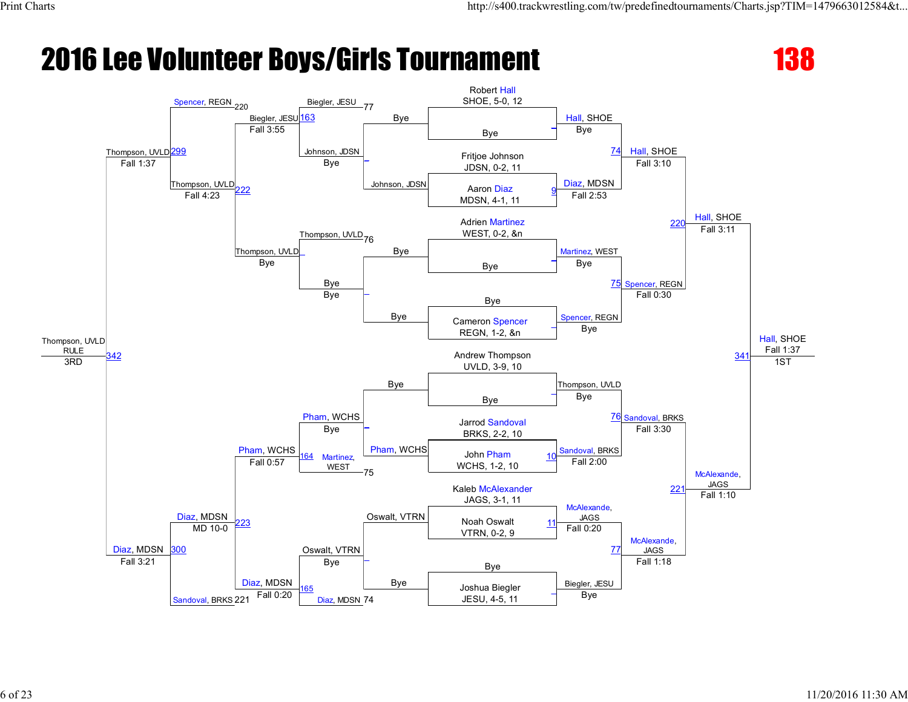# 2016 Lee Volunteer Boys/Girls Tournament

## 138

### Championship Bracket

**Seeds / Entrants**

- Robert Hall, SHOE, 5-0, 12 — Bye
- Fritjoe Johnson, JDSN, 0-2, 11 vs. Aaron Diaz, MDSN, 4-1, 11
- Adrien Martinez, WEST, 0-2, &n — Bye
- Bye vs. Cameron Spencer, REGN, 1-2, &n
- Andrew Thompson, UVLD, 3-9, 10 — Bye
- Jarrod Sandoval, BRKS, 2-2, 10 vs. John Pham, WCHS, 1-2, 10
- Kaleb McAlexander, JAGS, 3-1, 11 vs. Noah Oswalt, VTRN, 0-2, 9
- Bye vs. Joshua Biegler, JESU, 4-5, 11

**Round 1**

- Hall, SHOE — Bye
- Match 9: Diaz, MDSN — Fall 2:53
- Martinez, WEST — Bye
- Spencer, REGN — Bye
- Thompson, UVLD — Bye
- Match 10: Sandoval, BRKS — Fall 2:00
- Match 11: McAlexande, JAGS — Fall 0:20
- Biegler, JESU — Bye

**Quarterfinals**

- Match 74: Hall, SHOE — Fall 3:10
- Match 75: Spencer, REGN — Fall 0:30
- Match 76: Sandoval, BRKS — Fall 3:30
- Match 77: McAlexande, JAGS — Fall 1:18

**Semifinals**

- Match 220: Hall, SHOE — Fall 3:11
- Match 221: McAlexande, JAGS — Fall 1:10

**Final**

- Match 341: Hall, SHOE — Fall 1:37 — 1ST

### Consolation Bracket

**Consolation Round 1**

- Biegler, JESU vs. Johnson, JDSN — Biegler, JESU (77)
- Thompson, UVLD vs. Bye — Thompson, UVLD (76)
- Pham, WCHS vs. Martinez, WEST — Pham, WCHS (75)
- Oswalt, VTRN vs. Diaz, MDSN — Diaz, MDSN (74)

(Preliminary consolation: Johnson, JDSN — Bye; Bye — Bye; Pham, WCHS — Bye; Oswalt, VTRN — Bye)

**Consolation Round 2**

- Match 163: Biegler, JESU — Fall 3:55
- Thompson, UVLD — Bye
- Match 164: Pham, WCHS — Fall 0:57
- Match 165: Diaz, MDSN — Fall 0:20

**Consolation Round 3**

- Match 222: Thompson, UVLD — Fall 4:23 (vs. Spencer, REGN 220)
- Match 223: Diaz, MDSN — MD 10-0 (vs. Sandoval, BRKS 221)

**Consolation Semifinals**

- Match 299: Thompson, UVLD — Fall 1:37
- Match 300: Diaz, MDSN — Fall 3:21

**3rd Place**

- Match 342: Thompson, UVLD — RULE — 3RD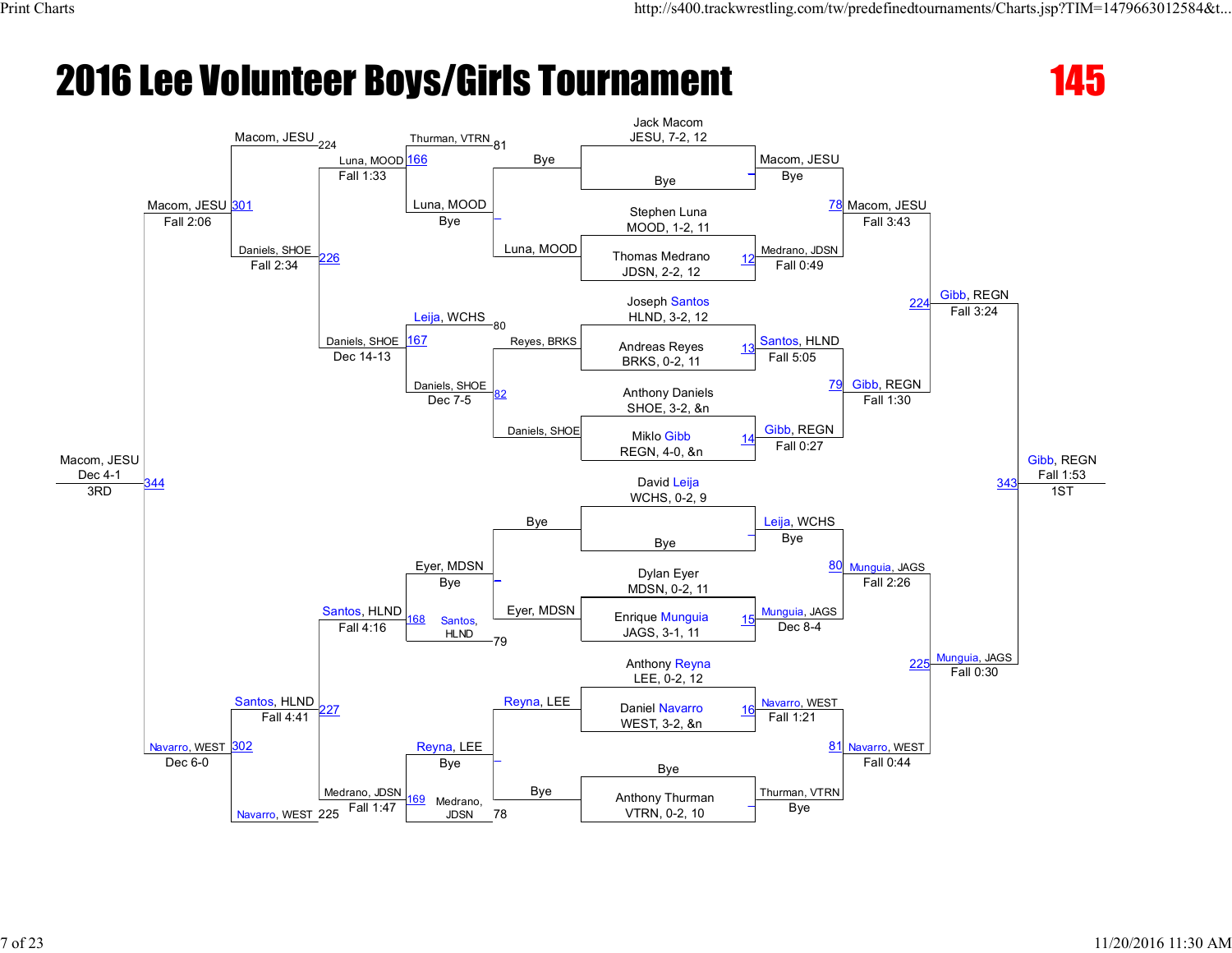# 2016 Lee Volunteer Boys/Girls Tournament

## 145

### Championship Bracket

**First Round (Seeds/Entrants)**

- Jack Macom, JESU, 7-2, 12 — Bye
- Stephen Luna, MOOD, 1-2, 11 vs Thomas Medrano, JDSN, 2-2, 12 (12)
- Joseph Santos, HLND, 3-2, 12 vs Andreas Reyes, BRKS, 0-2, 11 (13)
- Anthony Daniels, SHOE, 3-2, &n vs Miklo Gibb, REGN, 4-0, &n (14)
- David Leija, WCHS, 0-2, 9 — Bye
- Dylan Eyer, MDSN, 0-2, 11 vs Enrique Munguia, JAGS, 3-1, 11 (15)
- Anthony Reyna, LEE, 0-2, 12 vs Daniel Navarro, WEST, 3-2, &n (16)
- Bye vs Anthony Thurman, VTRN, 0-2, 10

**Championship Round 1 Results**

- Macom, JESU — Bye
- Medrano, JDSN — Fall 0:49
- Santos, HLND — Fall 5:05
- Gibb, REGN — Fall 0:27
- Leija, WCHS — Bye
- Munguia, JAGS — Dec 8-4
- Navarro, WEST — Fall 1:21
- Thurman, VTRN — Bye

**Quarterfinals**

- 78: Macom, JESU — Fall 3:43
- 79: Gibb, REGN — Fall 1:30
- 80: Munguia, JAGS — Fall 2:26
- 81: Navarro, WEST — Fall 0:44

**Semifinals**

- 224: Gibb, REGN — Fall 3:24
- 225: Munguia, JAGS — Fall 0:30

**Final (343)**

- Gibb, REGN — Fall 1:53 — 1ST

### Consolation Bracket

**Consolation Round 1**

- Bye vs Luna, MOOD → Luna, MOOD
- Reyes, BRKS vs Daniels, SHOE (82) → Daniels, SHOE
- Bye vs Eyer, MDSN → Eyer, MDSN
- Reyna, LEE vs Bye → Reyna, LEE

**Consolation Round 2**

- 166: Thurman, VTRN (loser 81) vs Luna, MOOD → Luna, MOOD — Bye
- 167: Leija, WCHS (loser 80) vs Daniels, SHOE → Daniels, SHOE — Dec 7-5
- 168: Eyer, MDSN vs Santos, HLND (loser 79) → Santos, HLND — Fall 4:16
- 169: Reyna, LEE vs Medrano, JDSN (loser 78) → Reyna, LEE — Bye

**Consolation Quarterfinals**

- 226: Luna, MOOD vs Daniels, SHOE → Daniels, SHOE — Fall 2:34 (Luna, MOOD — Fall 1:33; Daniels, SHOE — Dec 14-13)
- 227: Santos, HLND vs Medrano, JDSN → Santos, HLND — Fall 4:41 (Medrano, JDSN — Fall 1:47)

**Consolation Semifinals**

- 301: Macom, JESU (loser 224) vs Daniels, SHOE → Macom, JESU — Fall 2:06
- 302: Santos, HLND vs Navarro, WEST (loser 225) → Navarro, WEST — Dec 6-0

**3rd Place (344)**

- Macom, JESU — Dec 4-1 — 3RD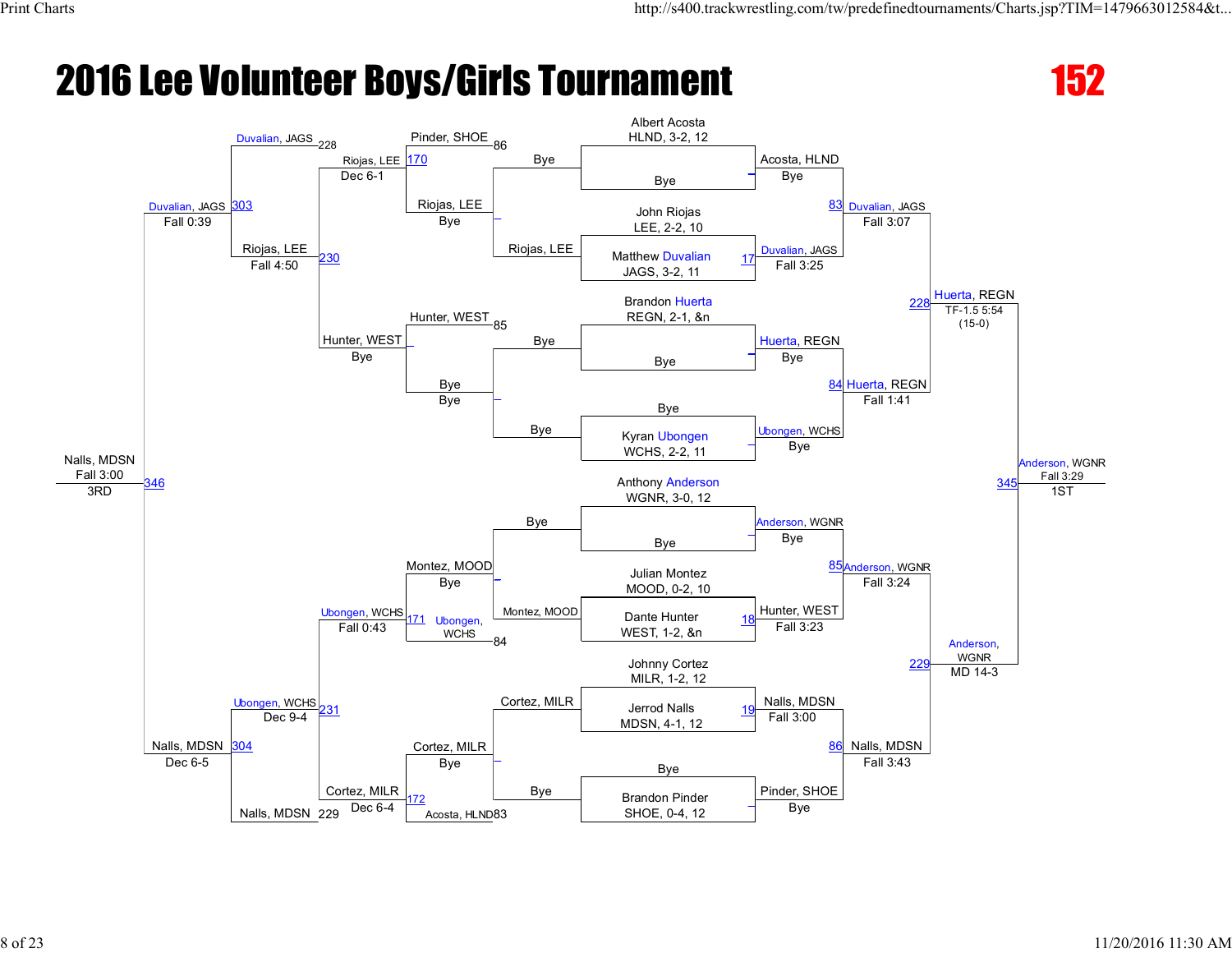# 2016 Lee Volunteer Boys/Girls Tournament

## 152

### Championship Bracket

**Seeds / First Round**

| Wrestler | Team, Record, Grade |
| --- | --- |
| Albert Acosta | HLND, 3-2, 12 |
| Bye | |
| John Riojas | LEE, 2-2, 10 |
| Matthew Duvalian | JAGS, 3-2, 11 |
| Brandon Huerta | REGN, 2-1, &n |
| Bye | |
| Bye | |
| Kyran Ubongen | WCHS, 2-2, 11 |
| Anthony Anderson | WGNR, 3-0, 12 |
| Bye | |
| Julian Montez | MOOD, 0-2, 10 |
| Dante Hunter | WEST, 1-2, &n |
| Johnny Cortez | MILR, 1-2, 12 |
| Jerrod Nalls | MDSN, 4-1, 12 |
| Bye | |
| Brandon Pinder | SHOE, 0-4, 12 |

**Championship Round 1**

- Acosta, HLND — Bye
- 17: Duvalian, JAGS — Fall 3:25
- Huerta, REGN — Bye
- Ubongen, WCHS — Bye
- Anderson, WGNR — Bye
- 18: Hunter, WEST — Fall 3:23
- 19: Nalls, MDSN — Fall 3:00
- Pinder, SHOE — Bye

**Quarterfinals**

- 83: Duvalian, JAGS — Fall 3:07
- 84: Huerta, REGN — Fall 1:41
- 85: Anderson, WGNR — Fall 3:24
- 86: Nalls, MDSN — Fall 3:43

**Semifinals**

- 228: Huerta, REGN — TF-1.5 5:54 (15-0)
- 229: Anderson, WGNR — MD 14-3

**Final**

- 345: Anderson, WGNR — Fall 3:29 — 1ST

### Consolation Bracket

**Consolation Round 1**

- Bye / Riojas, LEE
- Bye / Bye
- Bye / Montez, MOOD
- Cortez, MILR / Bye

**Consolation Round 2**

- Pinder, SHOE (86) / Riojas, LEE — Bye
- Hunter, WEST (85) / Bye — Bye
- Montez, MOOD — Bye / Ubongen, WCHS (84)
- Cortez, MILR — Bye / Acosta, HLND (83)

**Consolation Round 3**

- 170: Riojas, LEE — Dec 6-1
- Hunter, WEST — Bye
- 171: Ubongen, WCHS — Fall 0:43
- 172: Cortez, MILR — Dec 6-4

**Consolation Quarterfinals**

- Duvalian, JAGS (228) / 230: Riojas, LEE — Fall 4:50
- 231: Ubongen, WCHS — Dec 9-4 / Nalls, MDSN (229)

**Consolation Semifinals**

- 303: Duvalian, JAGS — Fall 0:39
- 304: Nalls, MDSN — Dec 6-5

**3rd Place**

- 346: Nalls, MDSN — Fall 3:00 — 3RD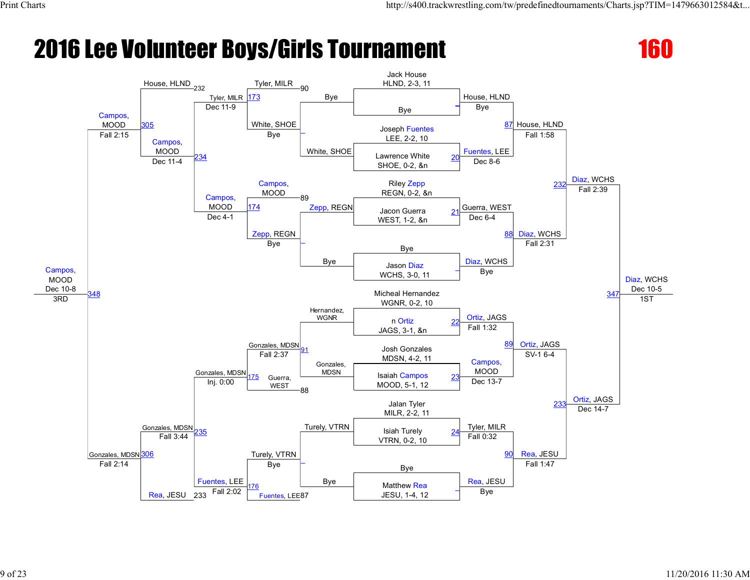# 2016 Lee Volunteer Boys/Girls Tournament

## 160

### Championship Bracket

**First round (seeds and entrants):**

| Bout | Wrestler | Result |
| --- | --- | --- |
| — | Jack House, HLND, 2-3, 11 vs Bye | House, HLND — Bye |
| 20 | Joseph Fuentes, LEE, 2-2, 10 vs Lawrence White, SHOE, 0-2, &n | Fuentes, LEE — Dec 8-6 |
| 21 | Riley Zepp, REGN, 0-2, &n vs Jacon Guerra, WEST, 1-2, &n | Guerra, WEST — Dec 6-4 |
| — | Bye vs Jason Diaz, WCHS, 3-0, 11 | Diaz, WCHS — Bye |
| 22 | Micheal Hernandez, WGNR, 0-2, 10 vs n Ortiz, JAGS, 3-1, &n | Ortiz, JAGS — Fall 1:32 |
| 23 | Josh Gonzales, MDSN, 4-2, 11 vs Isaiah Campos, MOOD, 5-1, 12 | Campos, MOOD — Dec 13-7 |
| 24 | Jalan Tyler, MILR, 2-2, 11 vs Isiah Turely, VTRN, 0-2, 10 | Tyler, MILR — Fall 0:32 |
| — | Bye vs Matthew Rea, JESU, 1-4, 12 | Rea, JESU — Bye |

**Quarterfinals:**

| Bout | Result |
| --- | --- |
| 87 | House, HLND — Fall 1:58 |
| 88 | Diaz, WCHS — Fall 2:31 |
| 89 | Ortiz, JAGS — SV-1 6-4 |
| 90 | Rea, JESU — Fall 1:47 |

**Semifinals:**

| Bout | Result |
| --- | --- |
| 232 | Diaz, WCHS — Fall 2:39 |
| 233 | Ortiz, JAGS — Dec 14-7 |

**Final:**

| Bout | Result |
| --- | --- |
| 347 | Diaz, WCHS — Dec 10-5 — 1ST |

### Consolation Bracket

**Consolation first round:**

| Bout | Wrestlers | Result |
| --- | --- | --- |
| — | Bye vs White, SHOE | White, SHOE — Bye |
| — | Zepp, REGN vs Bye | Zepp, REGN — Bye |
| 91 | Hernandez, WGNR vs Gonzales, MDSN | Gonzales, MDSN — Fall 2:37 |
| — | Turely, VTRN vs Bye | Turely, VTRN — Bye |

**Consolation second round:**

| Bout | Wrestlers | Result |
| --- | --- | --- |
| 173 | Tyler, MILR (90) vs White, SHOE | Tyler, MILR — Dec 11-9 |
| 174 | Campos, MOOD (89) vs Zepp, REGN | Campos, MOOD — Dec 4-1 |
| 175 | Gonzales, MDSN vs Guerra, WEST (88) | Gonzales, MDSN — Inj. 0:00 |
| 176 | Turely, VTRN vs Fuentes, LEE (87) | Fuentes, LEE — Fall 2:02 |

**Consolation quarterfinals:**

| Bout | Wrestlers | Result |
| --- | --- | --- |
| 234 | House, HLND (232) vs Tyler, MILR / Campos, MOOD | Campos, MOOD — Dec 11-4 |
| 235 | Gonzales, MDSN / Fuentes, LEE vs Rea, JESU (233) | Gonzales, MDSN — Fall 3:44 |

**Consolation semifinals:**

| Bout | Result |
| --- | --- |
| 305 | Campos, MOOD — Fall 2:15 |
| 306 | Gonzales, MDSN — Fall 2:14 |

**Third place:**

| Bout | Result |
| --- | --- |
| 348 | Campos, MOOD — Dec 10-8 — 3RD |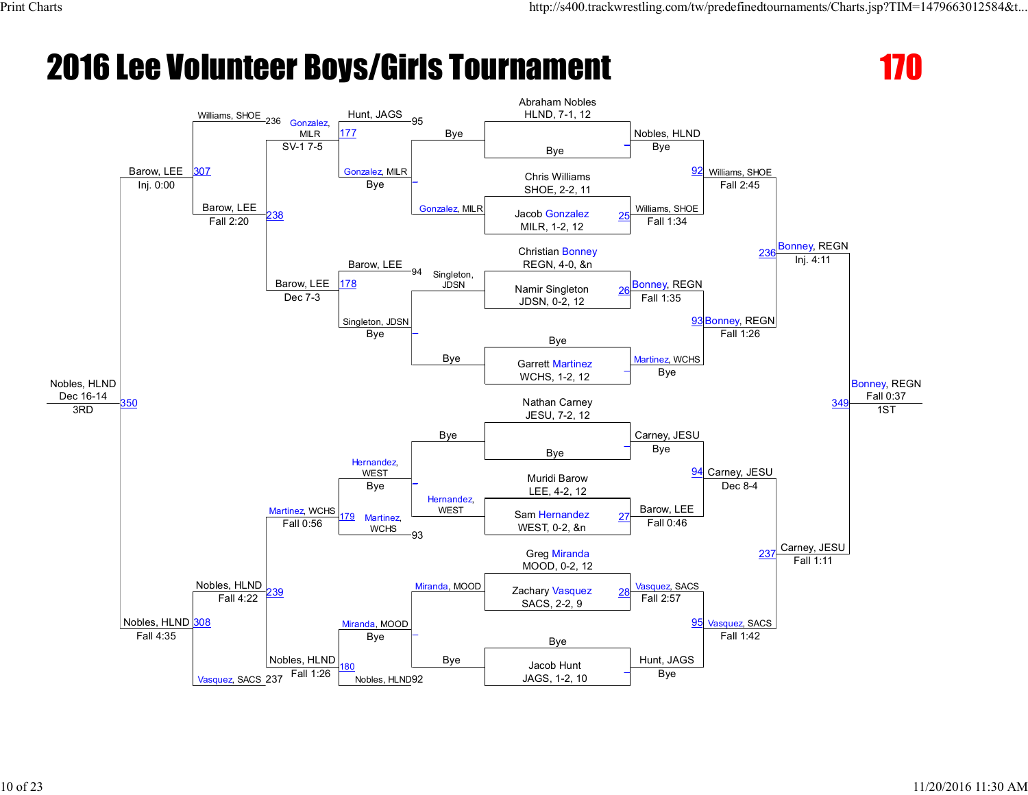# 2016 Lee Volunteer Boys/Girls Tournament

## 170

### Championship Bracket

**Round 1**

| Bout | Wrestler 1 | Wrestler 2 | Winner | Result |
|---|---|---|---|---|
| | Abraham Nobles, HLND, 7-1, 12 | Bye | Nobles, HLND | Bye |
| 25 | Chris Williams, SHOE, 2-2, 11 | Jacob Gonzalez, MILR, 1-2, 12 | Williams, SHOE | Fall 1:34 |
| 26 | Christian Bonney, REGN, 4-0, &n | Namir Singleton, JDSN, 0-2, 12 | Bonney, REGN | Fall 1:35 |
| | Bye | Garrett Martinez, WCHS, 1-2, 12 | Martinez, WCHS | Bye |
| | Nathan Carney, JESU, 7-2, 12 | Bye | Carney, JESU | Bye |
| 27 | Muridi Barow, LEE, 4-2, 12 | Sam Hernandez, WEST, 0-2, &n | Barow, LEE | Fall 0:46 |
| 28 | Greg Miranda, MOOD, 0-2, 12 | Zachary Vasquez, SACS, 2-2, 9 | Vasquez, SACS | Fall 2:57 |
| | Bye | Jacob Hunt, JAGS, 1-2, 10 | Hunt, JAGS | Bye |

**Quarterfinals**

| Bout | Winner | Result |
|---|---|---|
| 92 | Williams, SHOE | Fall 2:45 |
| 93 | Bonney, REGN | Fall 1:26 |
| 94 | Carney, JESU | Dec 8-4 |
| 95 | Vasquez, SACS | Fall 1:42 |

**Semifinals**

| Bout | Winner | Result |
|---|---|---|
| 236 | Bonney, REGN | Inj. 4:11 |
| 237 | Carney, JESU | Fall 1:11 |

**Final**

| Bout | Winner | Result | Place |
|---|---|---|---|
| 349 | Bonney, REGN | Fall 0:37 | 1ST |

### Consolation Bracket

| Bout | Wrestler 1 | Wrestler 2 | Winner | Result |
|---|---|---|---|---|
| | Bye | Gonzalez, MILR | Gonzalez, MILR | Bye |
| | Singleton, JDSN | Bye | Singleton, JDSN | Bye |
| | Bye | Hernandez, WEST | Hernandez, WEST | Bye |
| | Miranda, MOOD | Bye | Miranda, MOOD | Bye |
| 177 | Hunt, JAGS (95) | Gonzalez, MILR | Gonzalez, MILR | SV-1 7-5 |
| 178 | Barow, LEE (94) | Singleton, JDSN | Barow, LEE | Dec 7-3 |
| 179 | Hernandez, WEST | Martinez, WCHS (93) | Martinez, WCHS | Fall 0:56 |
| 180 | Miranda, MOOD | Nobles, HLND (92) | Nobles, HLND | Fall 1:26 |
| 238 | Williams, SHOE (236) | Gonzalez, MILR | Barow, LEE | Fall 2:20 |
| 239 | Martinez, WCHS | Vasquez, SACS (237) | Nobles, HLND | Fall 4:22 |
| 307 | | | Barow, LEE | Inj. 0:00 |
| 308 | | | Nobles, HLND | Fall 4:35 |
| 350 | Barow, LEE | Nobles, HLND | Nobles, HLND | Dec 16-14 (3RD) |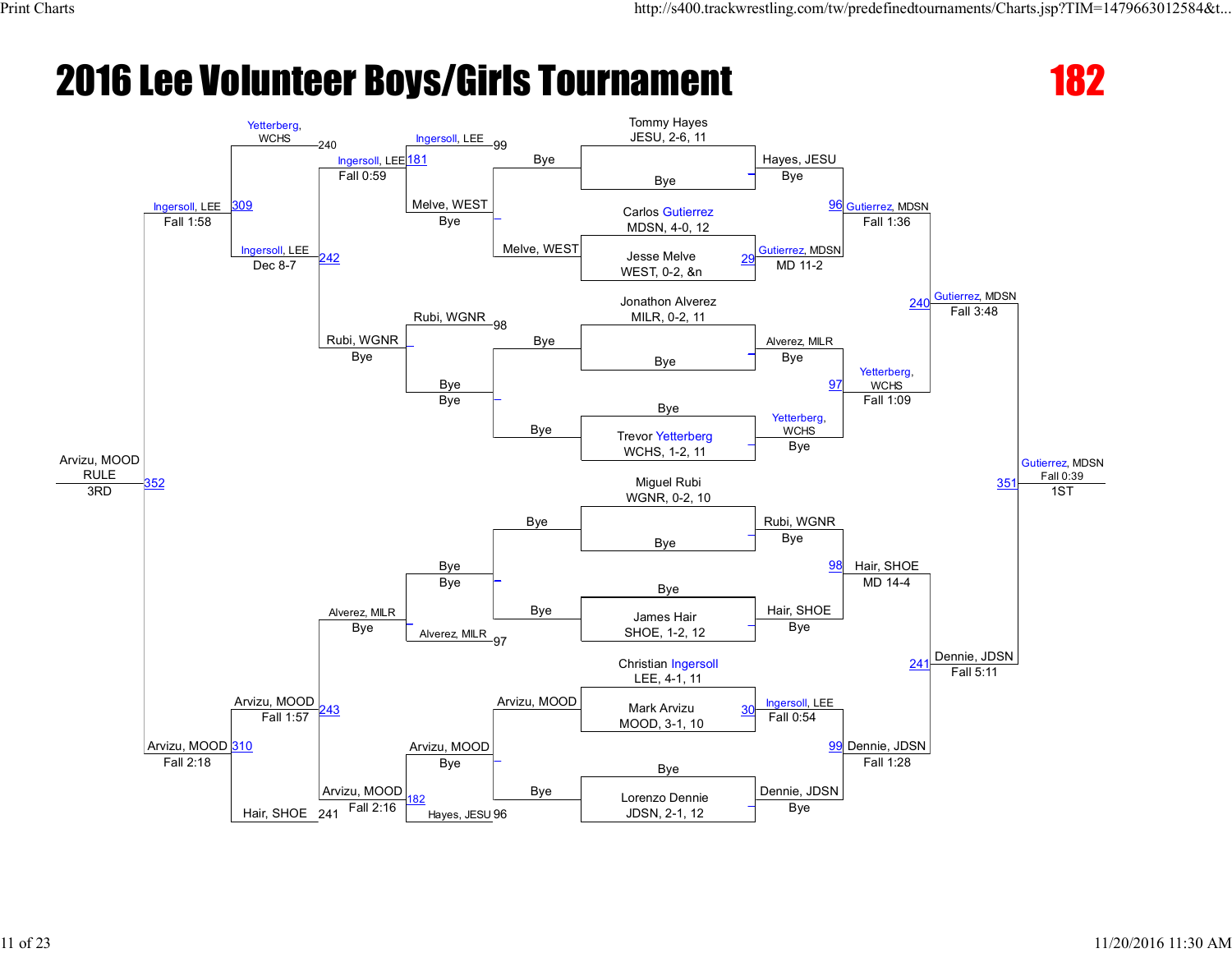# 2016 Lee Volunteer Boys/Girls Tournament

## 182

### Championship Bracket

**Round 1 (Matches 29, 30, 96–99)**

| Match | Wrestler | Wrestler | Winner | Result |
| --- | --- | --- | --- | --- |
| 96 | Tommy Hayes, JESU, 2-6, 11 | Bye | Hayes, JESU | Bye |
| 29 | Carlos Gutierrez, MDSN, 4-0, 12 | Jesse Melve, WEST, 0-2, &n | Gutierrez, MDSN | MD 11-2 |
| 97 | Jonathon Alverez, MILR, 0-2, 11 | Bye | Alverez, MILR | Bye |
| 97 | Bye | Trevor Yetterberg, WCHS, 1-2, 11 | Yetterberg, WCHS | Bye |
| 98 | Miguel Rubi, WGNR, 0-2, 10 | Bye | Rubi, WGNR | Bye |
| 98 | Bye | James Hair, SHOE, 1-2, 12 | Hair, SHOE | Bye |
| 30 | Christian Ingersoll, LEE, 4-1, 11 | Mark Arvizu, MOOD, 3-1, 10 | Ingersoll, LEE | Fall 0:54 |
| 99 | Bye | Lorenzo Dennie, JDSN, 2-1, 12 | Dennie, JDSN | Bye |

**Quarterfinals**

| Match | Wrestler | Wrestler | Winner | Result |
| --- | --- | --- | --- | --- |
| 96 | Hayes, JESU | Gutierrez, MDSN | Gutierrez, MDSN | Fall 1:36 |
| 97 | Alverez, MILR | Yetterberg, WCHS | Yetterberg, WCHS | Fall 1:09 |
| 98 | Rubi, WGNR | Hair, SHOE | Hair, SHOE | MD 14-4 |
| 99 | Ingersoll, LEE | Dennie, JDSN | Dennie, JDSN | Fall 1:28 |

**Semifinals**

| Match | Wrestler | Wrestler | Winner | Result |
| --- | --- | --- | --- | --- |
| 240 | Gutierrez, MDSN | Yetterberg, WCHS | Gutierrez, MDSN | Fall 3:48 |
| 241 | Hair, SHOE | Dennie, JDSN | Dennie, JDSN | Fall 5:11 |

**Final (1st Place)**

| Match | Wrestler | Wrestler | Winner | Result |
| --- | --- | --- | --- | --- |
| 351 | Gutierrez, MDSN | Dennie, JDSN | Gutierrez, MDSN | Fall 0:39 |

### Consolation Bracket

| Match | Wrestler | Wrestler | Winner | Result |
| --- | --- | --- | --- | --- |
| 99 (cons.) | Melve, WEST | Bye | Melve, WEST | Bye |
| 98 (cons.) | Rubi, WGNR | Bye | Bye | Bye |
| 97 (cons.) | Bye | Alverez, MILR | Alverez, MILR | Bye |
| 96 (cons.) | Arvizu, MOOD | Bye | Arvizu, MOOD | Bye |
| 181 | Ingersoll, LEE | Melve, WEST | Ingersoll, LEE | Fall 0:59 |
| 181 | Rubi, WGNR | Bye | Rubi, WGNR | Bye |
| 182 | Alverez, MILR | Bye | Alverez, MILR | Bye |
| 182 | Arvizu, MOOD | Hayes, JESU | Arvizu, MOOD | Fall 2:16 |
| 242 | Ingersoll, LEE | Rubi, WGNR | Ingersoll, LEE | Dec 8-7 |
| 243 | Alverez, MILR | Arvizu, MOOD | Arvizu, MOOD | Fall 1:57 |
| 309 | Yetterberg, WCHS | Ingersoll, LEE | Ingersoll, LEE | Fall 1:58 |
| 310 | Arvizu, MOOD | Hair, SHOE | Arvizu, MOOD | Fall 2:18 |
| 352 | Ingersoll, LEE | Arvizu, MOOD | Arvizu, MOOD | RULE |

**3RD:** Arvizu, MOOD (RULE)

**1ST:** Gutierrez, MDSN (Fall 0:39)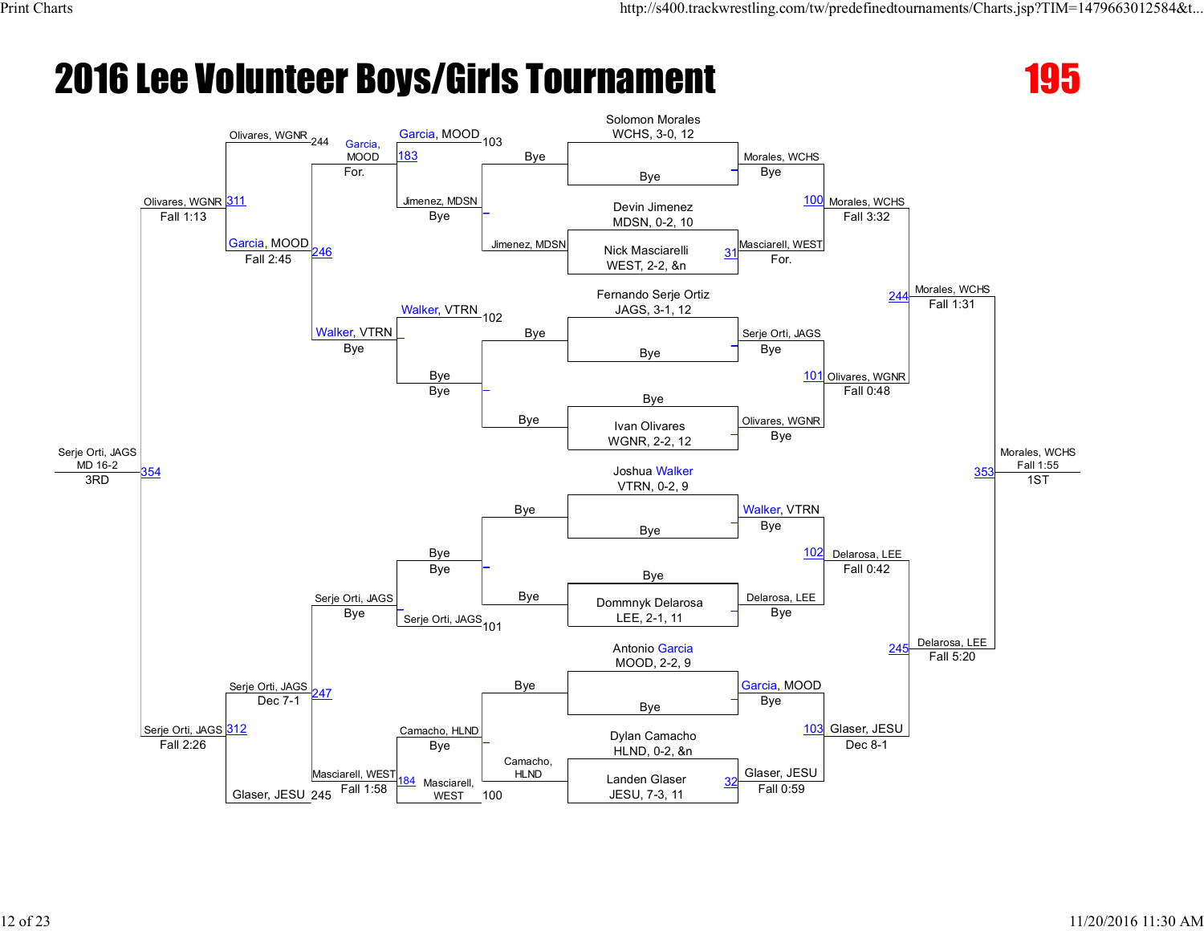# 2016 Lee Volunteer Boys/Girls Tournament

## 195

### Championship Bracket

**Entrants:**

- Solomon Morales, WCHS, 3-0, 12 — Bye
- Devin Jimenez, MDSN, 0-2, 10
- Nick Masciarelli, WEST, 2-2, &n
- Fernando Serje Ortiz, JAGS, 3-1, 12 — Bye
- Bye
- Ivan Olivares, WGNR, 2-2, 12
- Joshua Walker, VTRN, 0-2, 9 — Bye
- Bye
- Dommnyk Delarosa, LEE, 2-1, 11
- Antonio Garcia, MOOD, 2-2, 9 — Bye
- Dylan Camacho, HLND, 0-2, &n
- Landen Glaser, JESU, 7-3, 11

**First round:**

- 31: Masciarell, WEST over Jimenez, MDSN — For.
- 32: Glaser, JESU over Camacho, HLND — Fall 0:59

**Quarterfinals:**

- 100: Morales, WCHS over Masciarell, WEST — Fall 3:32
- 101: Olivares, WGNR over Serje Orti, JAGS — Fall 0:48
- 102: Delarosa, LEE over Walker, VTRN — Fall 0:42
- 103: Glaser, JESU over Garcia, MOOD — Dec 8-1

**Semifinals:**

- 244: Morales, WCHS over Olivares, WGNR — Fall 1:31
- 245: Delarosa, LEE over Glaser, JESU — Fall 5:20

**Final:**

- 353: Morales, WCHS over Delarosa, LEE — Fall 1:55 — **1ST**

### Consolation Bracket

- 100: Masciarell, WEST vs Camacho, HLND (Bye)
- 101: Serje Orti, JAGS — Bye
- 102: Walker, VTRN — Bye
- 103: Garcia, MOOD vs Jimenez, MDSN (Bye)
- 183: Garcia, MOOD over Jimenez, MDSN — For.
- 184: Masciarell, WEST over Camacho, HLND — Fall 1:58
- 246: Garcia, MOOD vs Walker, VTRN — Bye
- 247: Serje Orti, JAGS vs Masciarell, WEST — Bye
- 311: Olivares, WGNR (244) over Garcia, MOOD — Fall 2:45
- 312: Serje Orti, JAGS over Glaser, JESU (245) — Dec 7-1
- 311 result: Olivares, WGNR — Fall 1:13
- 312 result: Serje Orti, JAGS — Fall 2:26
- 354: Serje Orti, JAGS over Olivares, WGNR — MD 16-2 — **3RD**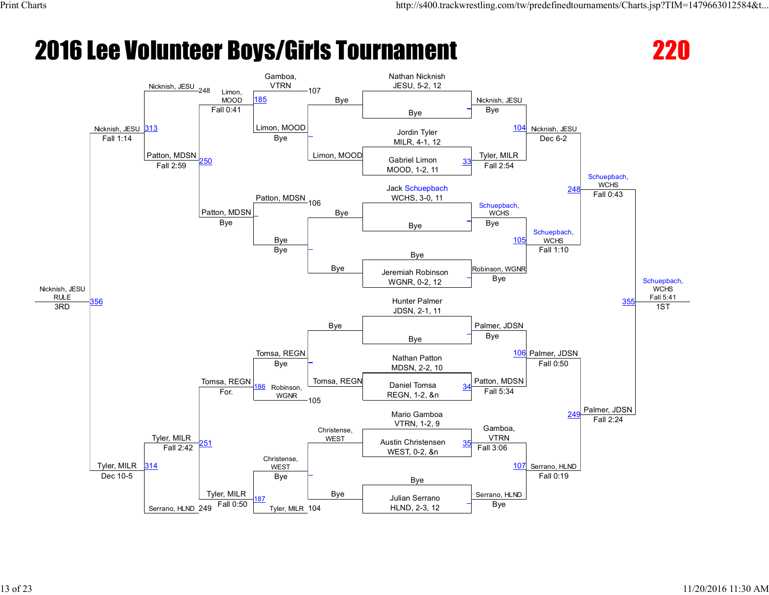# 2016 Lee Volunteer Boys/Girls Tournament

## 220

### Championship Bracket

**First Round**

- Nathan Nicknish, JESU, 5-2, 12 vs. Bye — Nicknish, JESU (Bye)
- Jordin Tyler, MILR, 4-1, 12 vs. Gabriel Limon, MOOD, 1-2, 11 — Match 33 — Tyler, MILR (Fall 2:54)
- Jack Schuepbach, WCHS, 3-0, 11 vs. Bye — Schuepbach, WCHS (Bye)
- Bye vs. Jeremiah Robinson, WGNR, 0-2, 12 — Robinson, WGNR (Bye)
- Hunter Palmer, JDSN, 2-1, 11 vs. Bye — Palmer, JDSN (Bye)
- Nathan Patton, MDSN, 2-2, 10 vs. Daniel Tomsa, REGN, 1-2, &n — Match 34 — Patton, MDSN (Fall 5:34)
- Mario Gamboa, VTRN, 1-2, 9 vs. Austin Christensen, WEST, 0-2, &n — Match 35 — Gamboa, VTRN (Fall 3:06)
- Bye vs. Julian Serrano, HLND, 2-3, 12 — Serrano, HLND (Bye)

**Quarterfinals**

- Match 104: Nicknish, JESU vs. Tyler, MILR — Nicknish, JESU (Dec 6-2)
- Match 105: Schuepbach, WCHS vs. Robinson, WGNR — Schuepbach, WCHS (Fall 1:10)
- Match 106: Palmer, JDSN vs. Patton, MDSN — Palmer, JDSN (Fall 0:50)
- Match 107: Gamboa, VTRN vs. Serrano, HLND — Serrano, HLND (Fall 0:19)

**Semifinals**

- Match 248: Nicknish, JESU vs. Schuepbach, WCHS — Schuepbach, WCHS (Fall 0:43)
- Match 249: Palmer, JDSN vs. Serrano, HLND — Palmer, JDSN (Fall 2:24)

**Final**

- Match 355: Schuepbach, WCHS vs. Palmer, JDSN — Schuepbach, WCHS (Fall 5:41) — 1ST

### Consolation Bracket

**First Round**

- Bye vs. Limon, MOOD — Limon, MOOD (Bye)
- Bye vs. Bye — Bye (Bye)
- Bye vs. Tomsa, REGN — Tomsa, REGN (Bye)
- Christense, WEST vs. Bye — Christense, WEST (Bye)

**Second Round**

- Match 185: Gamboa, VTRN (107) vs. Limon, MOOD — Limon, MOOD (Bye)
- Patton, MDSN (106) vs. Bye — Patton, MDSN (Bye)
- Match 186: Tomsa, REGN vs. Robinson, WGNR (105) — Tomsa, REGN (Bye)
- Match 187: Christense, WEST vs. Tyler, MILR (104) — Tyler, MILR (Fall 0:50)

**Third Round**

- Match 250: Limon, MOOD vs. Patton, MDSN — Limon, MOOD (Fall 0:41)
- Match 251: Tomsa, REGN vs. Tyler, MILR — Tomsa, REGN (For.)

**Consolation Semifinals**

- Match 313: Nicknish, JESU (248) vs. Limon, MOOD — Patton, MDSN (Fall 2:59); Nicknish, JESU (Fall 1:14)
- Match 314: Tyler, MILR vs. Serrano, HLND (249) — Tyler, MILR (Fall 2:42); Tyler, MILR (Dec 10-5)

**Third Place**

- Match 356: Nicknish, JESU vs. Tyler, MILR — Nicknish, JESU (RULE) — 3RD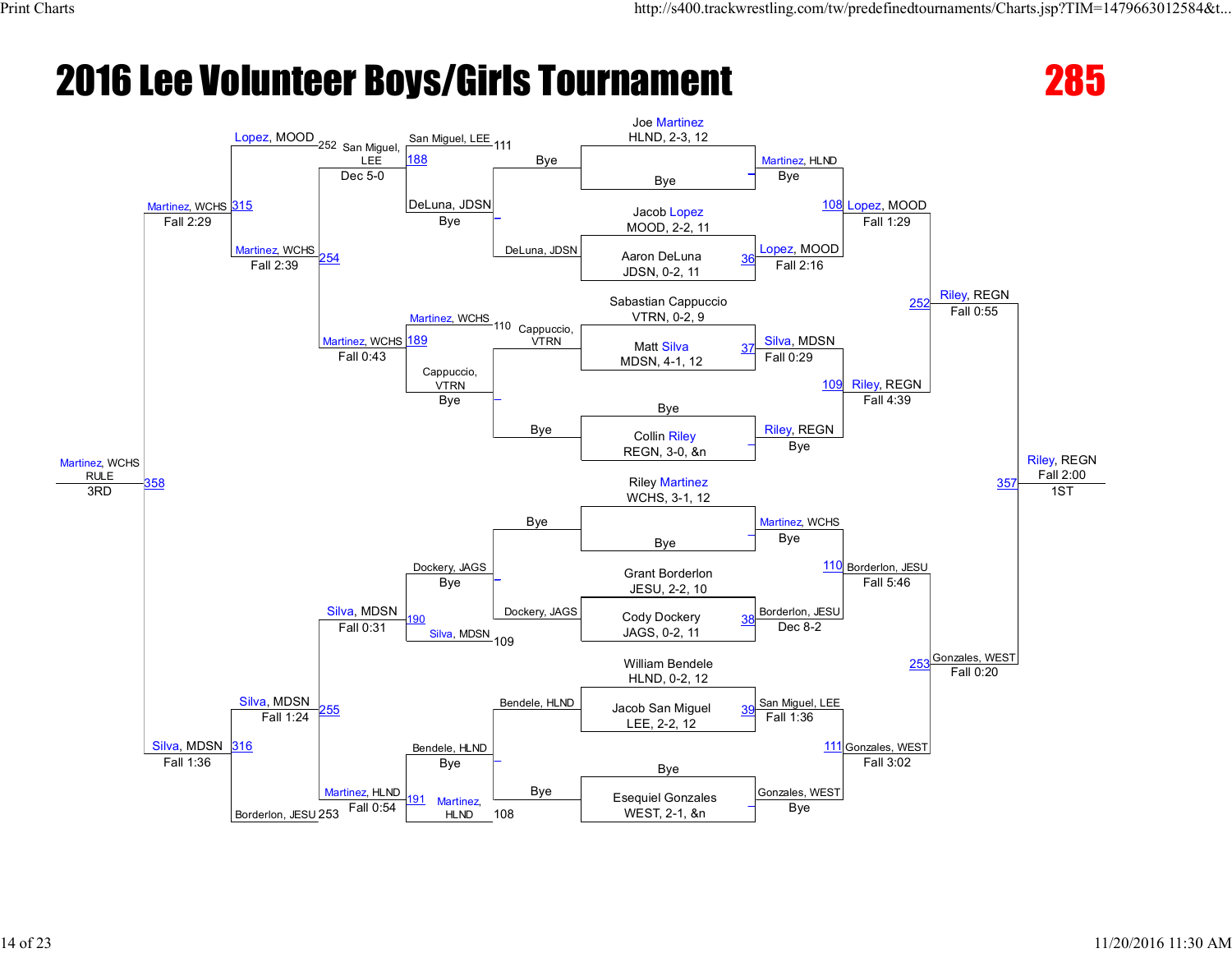# 2016 Lee Volunteer Boys/Girls Tournament

**285**

## Championship Bracket

**First Round / Round of 16**

| Bout | Wrestler | Result |
|---|---|---|
| | Joe Martinez, HLND, 2-3, 12 vs Bye | Martinez, HLND — Bye |
| 36 | Jacob Lopez, MOOD, 2-2, 11 vs Aaron DeLuna, JDSN, 0-2, 11 | Lopez, MOOD — Fall 2:16 |
| 37 | Sabastian Cappuccio, VTRN, 0-2, 9 vs Matt Silva, MDSN, 4-1, 12 | Silva, MDSN — Fall 0:29 |
| | Bye vs Collin Riley, REGN, 3-0, &n | Riley, REGN — Bye |
| | Riley Martinez, WCHS, 3-1, 12 vs Bye | Martinez, WCHS — Bye |
| 38 | Grant Borderlon, JESU, 2-2, 10 vs Cody Dockery, JAGS, 0-2, 11 | Borderlon, JESU — Dec 8-2 |
| 39 | William Bendele, HLND, 0-2, 12 vs Jacob San Miguel, LEE, 2-2, 12 | San Miguel, LEE — Fall 1:36 |
| | Bye vs Esequiel Gonzales, WEST, 2-1, &n | Gonzales, WEST — Bye |

**Quarterfinals**

| Bout | Result |
|---|---|
| 108 | Lopez, MOOD — Fall 1:29 |
| 109 | Riley, REGN — Fall 4:39 |
| 110 | Borderlon, JESU — Fall 5:46 |
| 111 | Gonzales, WEST — Fall 3:02 |

**Semifinals**

| Bout | Result |
|---|---|
| 252 | Riley, REGN — Fall 0:55 |
| 253 | Gonzales, WEST — Fall 0:20 |

**1st Place**

| Bout | Result |
|---|---|
| 357 | Riley, REGN — Fall 2:00 — 1ST |

## Consolation Bracket

| Bout | Matchup | Result |
|---|---|---|
| 188 | San Miguel, LEE (L111) vs DeLuna, JDSN | San Miguel, LEE — Bye |
| 189 | Martinez, WCHS (L110) vs Cappuccio, VTRN | Martinez, WCHS — Bye |
| 190 | Dockery, JAGS vs Silva, MDSN (L109) | Silva, MDSN — Bye |
| 191 | Bendele, HLND vs Martinez, HLND (L108) | Martinez, HLND — Bye |
| 254 | San Miguel, LEE vs Martinez, WCHS | Martinez, WCHS — Fall 0:43 |
| 255 | Silva, MDSN vs Martinez, HLND | Silva, MDSN — Fall 0:54 |
| 315 | Lopez, MOOD (L252) vs Martinez, WCHS | Martinez, WCHS — Fall 2:39 |
| 316 | Silva, MDSN vs Borderlon, JESU (L253) | Silva, MDSN — Fall 1:24 |
| 358 | Martinez, WCHS vs Silva, MDSN | Martinez, WCHS — RULE — 3RD |

Additional results shown: Martinez, WCHS — Fall 2:29 (315); Silva, MDSN — Fall 1:36 (316); San Miguel, LEE — Dec 5-0 (188); Silva, MDSN — Fall 0:31 (190).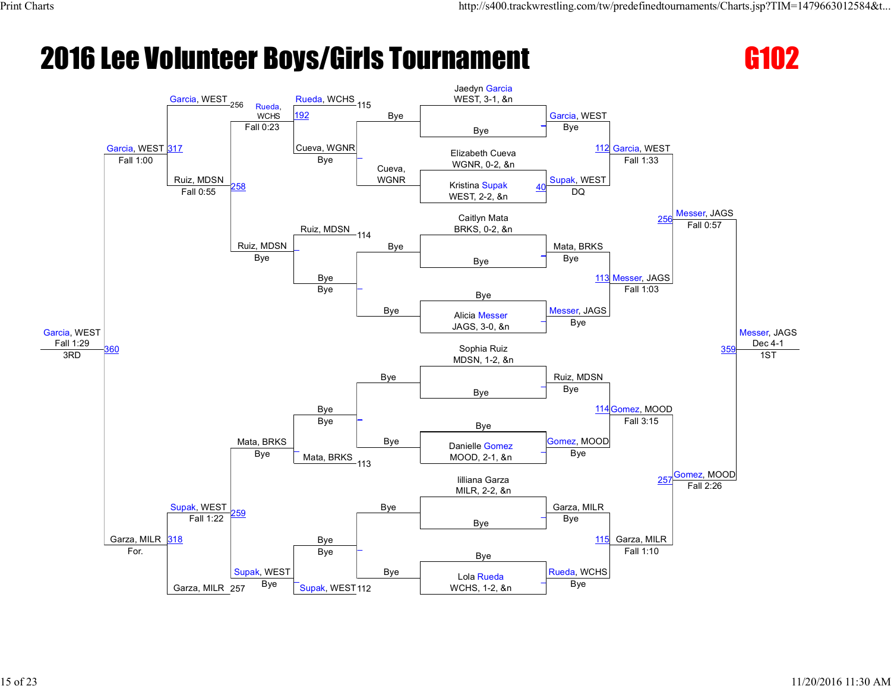# 2016 Lee Volunteer Boys/Girls Tournament

## G102

### Championship Bracket

**Round 1**

- Jaedyn Garcia, WEST, 3-1, &n — Bye
- Elizabeth Cueva, WGNR, 0-2, &n vs. Kristina Supak, WEST, 2-2, &n (40)
- Caitlyn Mata, BRKS, 0-2, &n — Bye
- Alicia Messer, JAGS, 3-0, &n — Bye
- Sophia Ruiz, MDSN, 1-2, &n — Bye
- Danielle Gomez, MOOD, 2-1, &n — Bye
- lilliana Garza, MILR, 2-2, &n — Bye
- Lola Rueda, WCHS, 1-2, &n — Bye

**Round 1 Results**

- Garcia, WEST — Bye
- Supak, WEST — DQ
- Mata, BRKS — Bye
- Messer, JAGS — Bye
- Ruiz, MDSN — Bye
- Gomez, MOOD — Bye
- Garza, MILR — Bye
- Rueda, WCHS — Bye

**Quarterfinals**

- 112: Garcia, WEST — Fall 1:33
- 113: Messer, JAGS — Fall 1:03
- 114: Gomez, MOOD — Fall 3:15
- 115: Garza, MILR — Fall 1:10

**Semifinals**

- 256: Messer, JAGS — Fall 0:57
- 257: Gomez, MOOD — Fall 2:26

**Final**

- 359: Messer, JAGS — Dec 4-1 — 1ST

### Consolation Bracket

**Consolation Round 1**

- Bye vs. Cueva, WGNR — Cueva, WGNR
- Bye vs. Bye
- Bye vs. Bye
- Bye vs. Bye

**Consolation Round 2**

- 192: Rueda, WCHS (115) vs. Cueva, WGNR — Rueda, WCHS (Bye)
- Ruiz, MDSN (114) vs. Bye — Ruiz, MDSN (Bye)
- Bye vs. Mata, BRKS (113) — Mata, BRKS (Bye)
- Bye vs. Supak, WEST (112) — Supak, WEST (Bye)

**Consolation Round 3**

- 258: Garcia, WEST (256) vs. Rueda, WCHS — Rueda, WCHS, Fall 0:23; Ruiz, MDSN — Fall 0:55
- 259: Mata, BRKS vs. Supak, WEST — Supak, WEST, Fall 1:22; Garza, MILR (257)

**Consolation Semifinals**

- 317: Garcia, WEST — Fall 1:00
- 318: Garza, MILR — For.

**3rd Place**

- 360: Garcia, WEST — Fall 1:29 — 3RD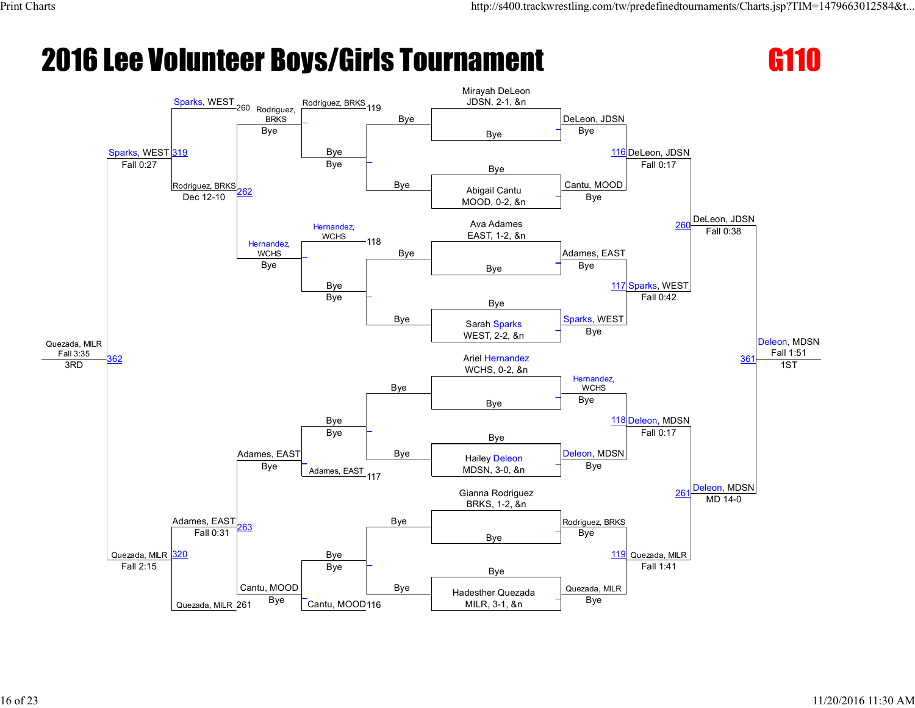# 2016 Lee Volunteer Boys/Girls Tournament

## G110

### Championship Bracket

**First Round (Byes)**

- Mirayah DeLeon, JDSN, 2-1, &n — Bye → DeLeon, JDSN (Bye)
- Abigail Cantu, MOOD, 0-2, &n — Bye → Cantu, MOOD (Bye)
- Ava Adames, EAST, 1-2, &n — Bye → Adames, EAST (Bye)
- Sarah Sparks, WEST, 2-2, &n — Bye → Sparks, WEST (Bye)
- Ariel Hernandez, WCHS, 0-2, &n — Bye → Hernandez, WCHS (Bye)
- Hailey Deleon, MDSN, 3-0, &n — Bye → Deleon, MDSN (Bye)
- Gianna Rodriguez, BRKS, 1-2, &n — Bye → Rodriguez, BRKS (Bye)
- Hadesther Quezada, MILR, 3-1, &n — Bye → Quezada, MILR (Bye)

**Quarterfinals**

- 116: DeLeon, JDSN over Cantu, MOOD — Fall 0:17
- 117: Sparks, WEST over Adames, EAST — Fall 0:42
- 118: Deleon, MDSN over Hernandez, WCHS — Fall 0:17
- 119: Quezada, MILR over Rodriguez, BRKS — Fall 1:41

**Semifinals**

- 260: DeLeon, JDSN over Sparks, WEST — Fall 0:38
- 261: Deleon, MDSN over Quezada, MILR — MD 14-0

**Final**

- 361: Deleon, MDSN — Fall 1:51 — 1ST

### Consolation Bracket

- 116: Cantu, MOOD — Bye
- 117: Adames, EAST — Bye
- 118: Hernandez, WCHS — Bye
- 119: Rodriguez, BRKS — Bye
- 262: Rodriguez, BRKS over Hernandez, WCHS — Dec 12-10
- 263: Adames, EAST over Cantu, MOOD — Fall 0:31
- 260: Sparks, WEST
- 261: Quezada, MILR
- 319: Sparks, WEST over Rodriguez, BRKS — Fall 0:27
- 320: Quezada, MILR over Adames, EAST — Fall 2:15
- 362: Quezada, MILR — Fall 3:35 — 3RD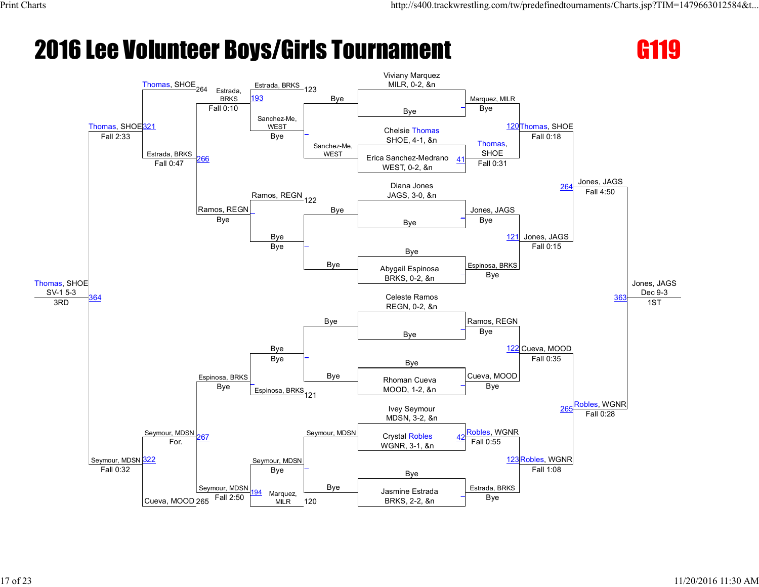# 2016 Lee Volunteer Boys/Girls Tournament

**G119**

## Championship Bracket

### Entrants

| Seed | Wrestler |
|---|---|
| 1 | Viviany Marquez, MILR, 0-2 |
| 2 | Bye |
| 3 | Chelsie Thomas, SHOE, 4-1 |
| 4 | Erica Sanchez-Medrano, WEST, 0-2 |
| 5 | Diana Jones, JAGS, 3-0 |
| 6 | Bye |
| 7 | Bye |
| 8 | Abygail Espinosa, BRKS, 0-2 |
| 9 | Celeste Ramos, REGN, 0-2 |
| 10 | Bye |
| 11 | Bye |
| 12 | Rhoman Cueva, MOOD, 1-2 |
| 13 | Ivey Seymour, MDSN, 3-2 |
| 14 | Crystal Robles, WGNR, 3-1 |
| 15 | Bye |
| 16 | Jasmine Estrada, BRKS, 2-2 |

### Round 1

| Match | Result |
|---|---|
| | Marquez, MILR — Bye |
| 41 | Thomas, SHOE over Sanchez-Medrano, WEST — Fall 0:31 |
| | Jones, JAGS — Bye |
| | Espinosa, BRKS — Bye |
| | Ramos, REGN — Bye |
| | Cueva, MOOD — Bye |
| 42 | Robles, WGNR over Seymour, MDSN — Fall 0:55 |
| | Estrada, BRKS — Bye |

### Quarterfinals

| Match | Result |
|---|---|
| 120 | Thomas, SHOE over Marquez, MILR — Fall 0:18 |
| 121 | Jones, JAGS over Espinosa, BRKS — Fall 0:15 |
| 122 | Cueva, MOOD over Ramos, REGN — Fall 0:35 |
| 123 | Robles, WGNR over Estrada, BRKS — Fall 1:08 |

### Semifinals

| Match | Result |
|---|---|
| 264 | Jones, JAGS over Thomas, SHOE — Fall 4:50 |
| 265 | Robles, WGNR over Cueva, MOOD — Fall 0:28 |

### Final

| Match | Result |
|---|---|
| 363 | Jones, JAGS — Dec 9-3 — 1ST |

## Consolation Bracket

| Match | Result |
|---|---|
| | Bye |
| | Sanchez-Me, WEST — Bye |
| | Bye |
| | Bye |
| | Bye |
| | Bye |
| | Seymour, MDSN — Bye |
| | Bye |
| 193 | Estrada, BRKS over Sanchez-Me, WEST — Bye |
| | Ramos, REGN — Bye |
| | Espinosa, BRKS — Bye |
| 194 | Seymour, MDSN over Marquez, MILR — Fall 2:50 |
| 266 | Estrada, BRKS over Estrada, BRKS / Ramos, REGN — Fall 0:10 / Bye |
| 267 | Seymour, MDSN over Espinosa, BRKS — Bye / For. |
| 321 | Thomas, SHOE over Estrada, BRKS — Fall 0:47 |
| 322 | Seymour, MDSN over Cueva, MOOD — Fall 0:32 |
| 364 | Thomas, SHOE over Seymour, MDSN — SV-1 5-3 — 3RD |

Loser placement numbers shown: 123, 122, 121, 120, 264, 265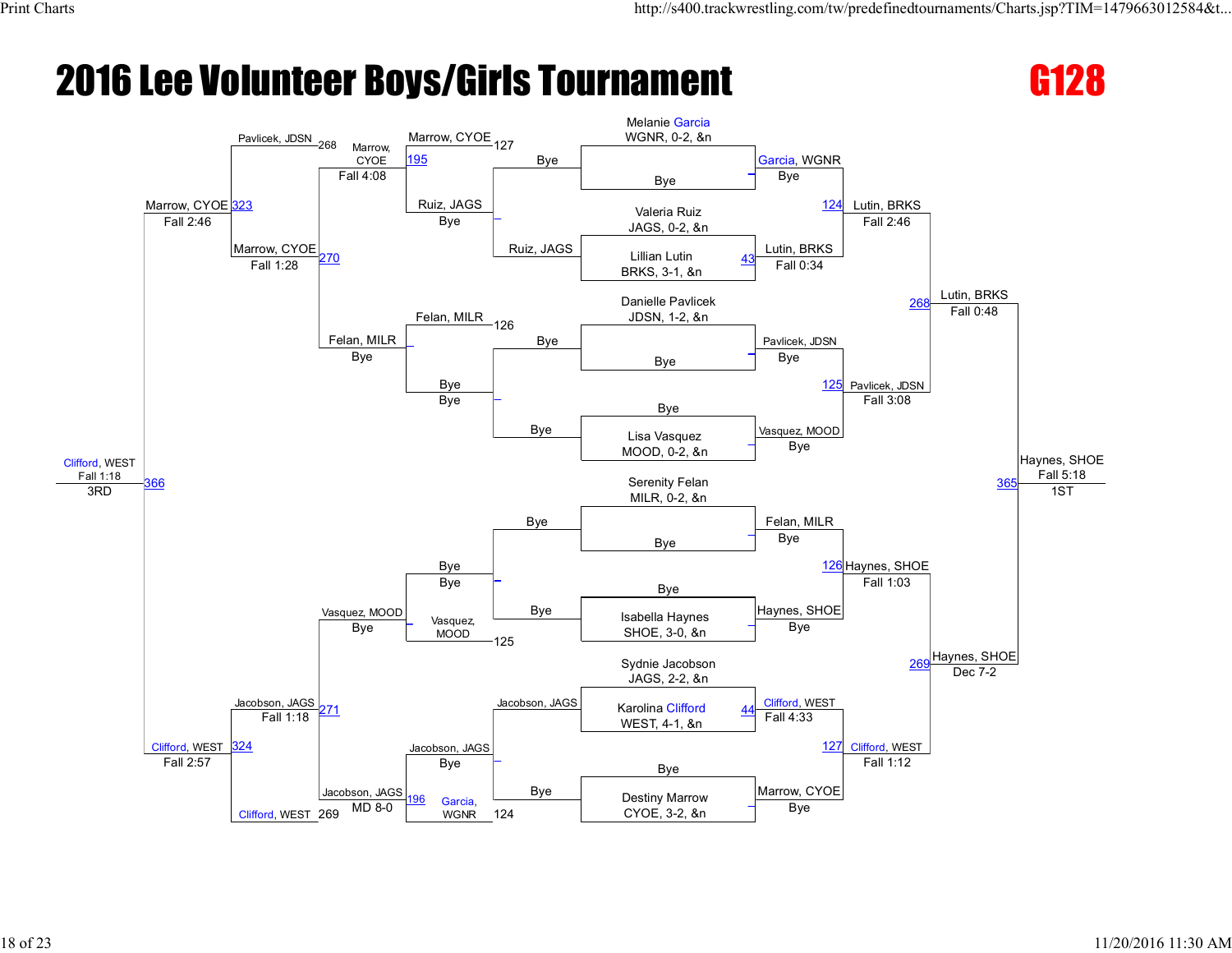# 2016 Lee Volunteer Boys/Girls Tournament

## G128

### Championship Bracket

**Seeds / Entrants**

- Melanie Garcia — WGNR, 0-2, &n
- Bye
- Valeria Ruiz — JAGS, 0-2, &n
- Lillian Lutin — BRKS, 3-1, &n
- Danielle Pavlicek — JDSN, 1-2, &n
- Bye
- Bye
- Lisa Vasquez — MOOD, 0-2, &n
- Serenity Felan — MILR, 0-2, &n
- Bye
- Bye
- Isabella Haynes — SHOE, 3-0, &n
- Sydnie Jacobson — JAGS, 2-2, &n
- Karolina Clifford — WEST, 4-1, &n
- Bye
- Destiny Marrow — CYOE, 3-2, &n

**Round 1**

- Garcia, WGNR — Bye
- 43 — Lutin, BRKS — Fall 0:34
- Pavlicek, JDSN — Bye
- Vasquez, MOOD — Bye
- Felan, MILR — Bye
- Haynes, SHOE — Bye
- 44 — Clifford, WEST — Fall 4:33
- Marrow, CYOE — Bye

**Quarterfinals**

- 124 — Lutin, BRKS — Fall 2:46
- 125 — Pavlicek, JDSN — Fall 3:08
- 126 — Haynes, SHOE — Fall 1:03
- 127 — Clifford, WEST — Fall 1:12

**Semifinals**

- 268 — Lutin, BRKS — Fall 0:48
- 269 — Haynes, SHOE — Dec 7-2

**Final**

- 365 — Haynes, SHOE — Fall 5:18 — 1ST

### Consolation Bracket

**Consolation Round 1**

- Bye vs Ruiz, JAGS — Ruiz, JAGS — Bye
- Bye vs Bye — Bye — Bye
- Bye vs Bye — Bye — Bye
- Jacobson, JAGS vs Bye — Jacobson, JAGS — Bye

**Consolation Round 2**

- Marrow, CYOE (127) vs Ruiz, JAGS — 195 — Marrow, CYOE — Fall 4:08
- Felan, MILR (126) vs Bye — Felan, MILR — Bye
- Vasquez, MOOD (125) vs Bye — Vasquez, MOOD — Bye
- Jacobson, JAGS vs Garcia, WGNR (124) — 196 — Jacobson, JAGS — MD 8-0

**Consolation Round 3**

- Pavlicek, JDSN (268) vs Marrow, CYOE — 270 — Marrow, CYOE — Fall 1:28
- Jacobson, JAGS vs Clifford, WEST (269) — 271 — Jacobson, JAGS — Fall 1:18

**Consolation Semifinals**

- 323 — Marrow, CYOE — Fall 2:46
- 324 — Clifford, WEST — Fall 2:57

**Third Place**

- 366 — Clifford, WEST — Fall 1:18 — 3RD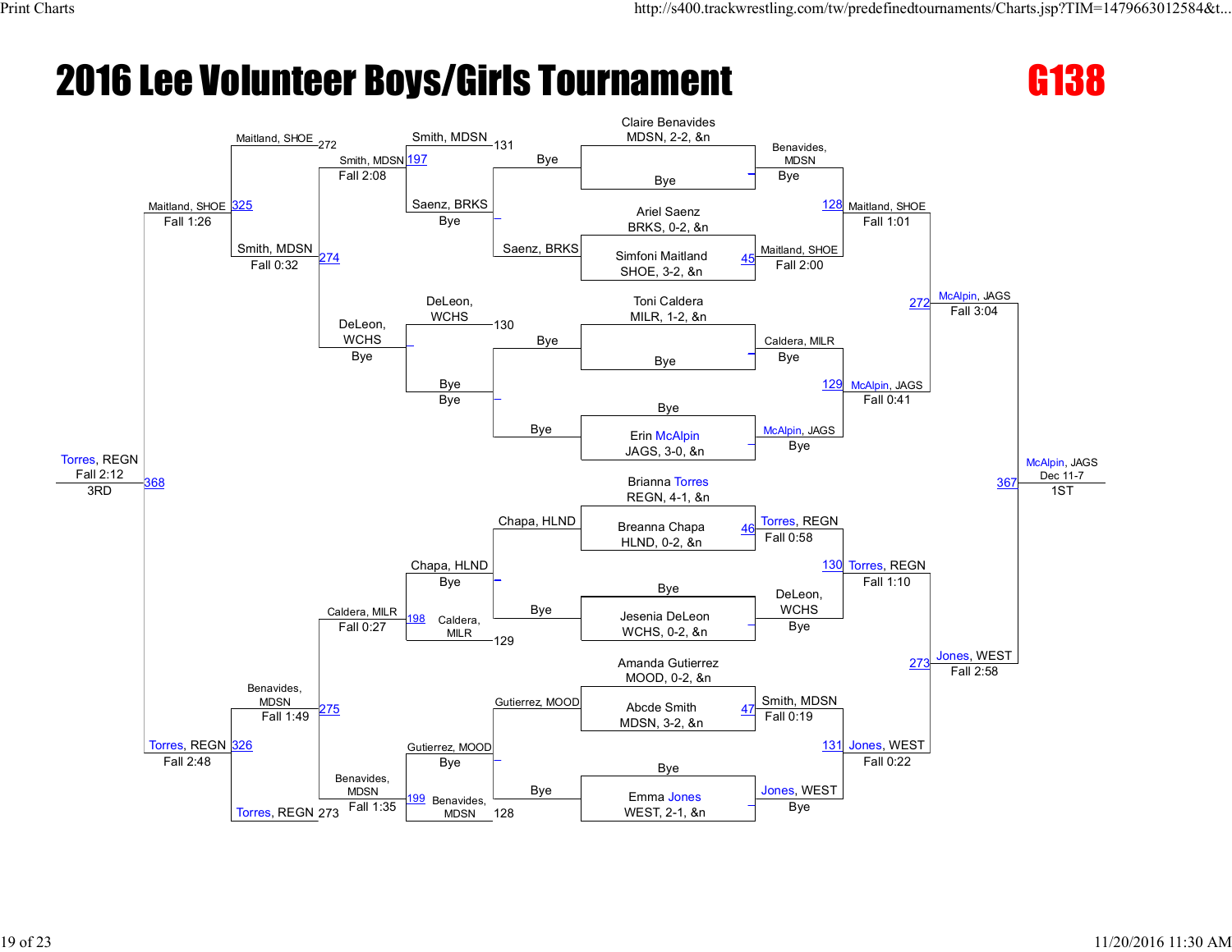# 2016 Lee Volunteer Boys/Girls Tournament

## G138

### Championship Bracket

**Round 1 (Top half)**

- Claire Benavides, MDSN, 2-2, &n vs Bye — Benavides, MDSN (Bye)
- Ariel Saenz, BRKS, 0-2, &n vs Simfoni Maitland, SHOE, 3-2, &n — Match 45: Maitland, SHOE (Fall 2:00)
- Toni Caldera, MILR, 1-2, &n vs Bye — Caldera, MILR (Bye)
- Bye vs Erin McAlpin, JAGS, 3-0, &n — McAlpin, JAGS (Bye)

**Round 1 (Bottom half)**

- Brianna Torres, REGN, 4-1, &n vs Breanna Chapa, HLND, 0-2, &n — Match 46: Torres, REGN (Fall 0:58)
- Bye vs Jesenia DeLeon, WCHS, 0-2, &n — DeLeon, WCHS (Bye)
- Amanda Gutierrez, MOOD, 0-2, &n vs Abcde Smith, MDSN, 3-2, &n — Match 47: Smith, MDSN (Fall 0:19)
- Bye vs Emma Jones, WEST, 2-1, &n — Jones, WEST (Bye)

**Quarterfinals**

- Match 128: Maitland, SHOE (Fall 1:01)
- Match 129: McAlpin, JAGS (Fall 0:41)
- Match 130: Torres, REGN (Fall 1:10)
- Match 131: Jones, WEST (Fall 0:22)

**Semifinals**

- Match 272: McAlpin, JAGS (Fall 3:04)
- Match 273: Jones, WEST (Fall 2:58)

**Final**

- Match 367: McAlpin, JAGS (Dec 11-7) — 1ST

### Consolation Bracket

**Consolation Round 1**

- Saenz, BRKS vs Bye — Saenz, BRKS (Bye)
- Bye vs Bye — Bye
- Chapa, HLND vs Bye — Chapa, HLND (Bye)
- Gutierrez, MOOD vs Bye — Gutierrez, MOOD (Bye)

**Consolation Round 2**

- Smith, MDSN (loser of 131) vs Saenz, BRKS — Match 197: Smith, MDSN (Fall 2:08)
- DeLeon, WCHS (loser of 130) vs Bye — DeLeon, WCHS (Bye)
- Chapa, HLND vs Caldera, MILR (loser of 129) — Match 198: Caldera, MILR (Fall 0:27)
- Gutierrez, MOOD vs Benavides, MDSN (loser of 128) — Match 199: Benavides, MDSN (Fall 1:35)

**Consolation Quarterfinals**

- Match 274: Smith, MDSN (Fall 0:32)
- Match 275: Benavides, MDSN (Fall 1:49)

**Consolation Semifinals**

- Maitland, SHOE (loser of 272) vs Smith, MDSN — Match 325: Maitland, SHOE (Fall 1:26)
- Benavides, MDSN vs Torres, REGN (loser of 273) — Match 326: Torres, REGN (Fall 2:48)

**3rd Place**

- Match 368: Torres, REGN (Fall 2:12) — 3RD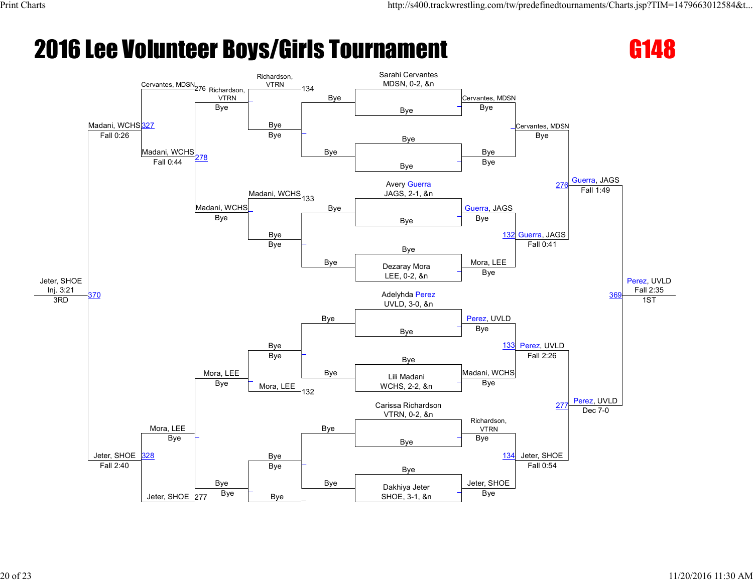# 2016 Lee Volunteer Boys/Girls Tournament

**G148**

## Championship Bracket

**Seeds:**
- Sarahi Cervantes, MDSN, 0-2, &n
- Avery Guerra, JAGS, 2-1, &n
- Dezaray Mora, LEE, 0-2, &n
- Adelyhda Perez, UVLD, 3-0, &n
- Lili Madani, WCHS, 2-2, &n
- Carissa Richardson, VTRN, 0-2, &n
- Dakhiya Jeter, SHOE, 3-1, &n

**First Round:**
- Cervantes, MDSN over Bye
- Bye vs Bye
- Guerra, JAGS over Bye
- Mora, LEE over Bye
- Perez, UVLD over Bye
- Madani, WCHS over Bye
- Richardson, VTRN over Bye
- Jeter, SHOE over Bye

**Quarterfinals:**
- Cervantes, MDSN over Bye
- 132: Guerra, JAGS over Mora, LEE — Fall 0:41
- 133: Perez, UVLD over Madani, WCHS — Fall 2:26
- 134: Jeter, SHOE over Richardson, VTRN — Fall 0:54

**Semifinals:**
- 276: Guerra, JAGS over Cervantes, MDSN — Fall 1:49
- 277: Perez, UVLD over Jeter, SHOE — Dec 7-0

**Final (1ST):**
- 369: Perez, UVLD over Guerra, JAGS — Fall 2:35

## Consolation Bracket

- 134: Richardson, VTRN over Bye
- 133: Madani, WCHS over Bye
- 132: Mora, LEE over Bye
- Bye vs Bye
- Richardson, VTRN over Bye
- Madani, WCHS over Bye
- Mora, LEE over Bye
- Bye vs Bye
- 276: Cervantes, MDSN vs Richardson, VTRN
- 278: Madani, WCHS over Richardson, VTRN — Fall 0:44
- 277: Jeter, SHOE vs Mora, LEE
- 327: Madani, WCHS over Cervantes, MDSN — Fall 0:26
- 328: Jeter, SHOE over Mora, LEE — Fall 2:40

**3RD:**
- 370: Jeter, SHOE over Madani, WCHS — Inj. 3:21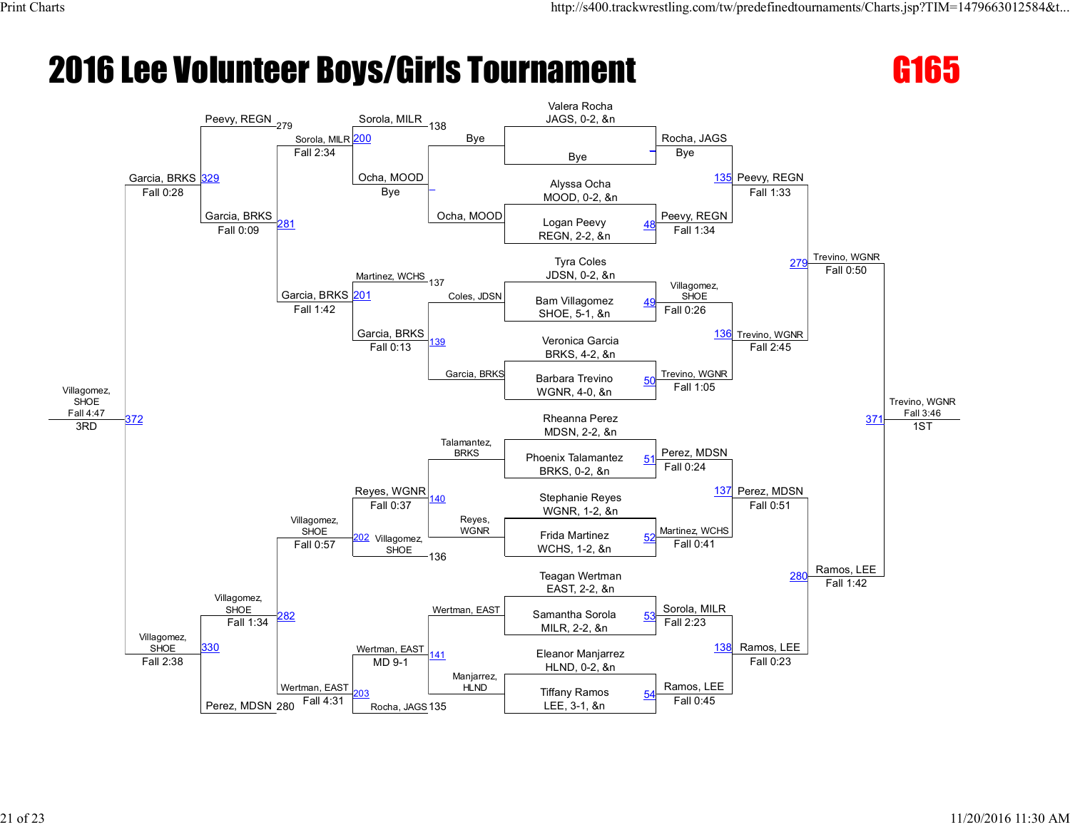# 2016 Lee Volunteer Boys/Girls Tournament

## G165

### Championship Bracket

**First Round**

| Match | Wrestler 1 | Wrestler 2 | Winner | Result |
|---|---|---|---|---|
| — | Valera Rocha, JAGS, 0-2, &n | Bye | Rocha, JAGS | Bye |
| 48 | Alyssa Ocha, MOOD, 0-2, &n | Logan Peevy, REGN, 2-2, &n | Peevy, REGN | Fall 1:34 |
| 49 | Tyra Coles, JDSN, 0-2, &n | Bam Villagomez, SHOE, 5-1, &n | Villagomez, SHOE | Fall 0:26 |
| 50 | Veronica Garcia, BRKS, 4-2, &n | Barbara Trevino, WGNR, 4-0, &n | Trevino, WGNR | Fall 1:05 |
| 51 | Rheanna Perez, MDSN, 2-2, &n | Phoenix Talamantez, BRKS, 0-2, &n | Perez, MDSN | Fall 0:24 |
| 52 | Stephanie Reyes, WGNR, 1-2, &n | Frida Martinez, WCHS, 1-2, &n | Martinez, WCHS | Fall 0:41 |
| 53 | Teagan Wertman, EAST, 2-2, &n | Samantha Sorola, MILR, 2-2, &n | Sorola, MILR | Fall 2:23 |
| 54 | Eleanor Manjarrez, HLND, 0-2, &n | Tiffany Ramos, LEE, 3-1, &n | Ramos, LEE | Fall 0:45 |

**Quarterfinals**

| Match | Wrestler 1 | Wrestler 2 | Winner | Result |
|---|---|---|---|---|
| 135 | Rocha, JAGS | Peevy, REGN | Peevy, REGN | Fall 1:33 |
| 136 | Villagomez, SHOE | Trevino, WGNR | Trevino, WGNR | Fall 2:45 |
| 137 | Perez, MDSN | Martinez, WCHS | Perez, MDSN | Fall 0:51 |
| 138 | Sorola, MILR | Ramos, LEE | Ramos, LEE | Fall 0:23 |

**Semifinals**

| Match | Wrestler 1 | Wrestler 2 | Winner | Result |
|---|---|---|---|---|
| 279 | Peevy, REGN | Trevino, WGNR | Trevino, WGNR | Fall 0:50 |
| 280 | Perez, MDSN | Ramos, LEE | Ramos, LEE | Fall 1:42 |

**1st Place Match**

| Match | Wrestler 1 | Wrestler 2 | Winner | Result |
|---|---|---|---|---|
| 371 | Trevino, WGNR | Ramos, LEE | Trevino, WGNR | Fall 3:46 (1ST) |

### Consolation Bracket

**Consolation Round 1**

| Match | Wrestler 1 | Wrestler 2 | Winner | Result |
|---|---|---|---|---|
| — | Bye | Ocha, MOOD | Ocha, MOOD | Bye |
| 139 | Coles, JDSN | Garcia, BRKS | Garcia, BRKS | Fall 0:13 |
| 140 | Talamantez, BRKS | Reyes, WGNR | Reyes, WGNR | Fall 0:37 |
| 141 | Wertman, EAST | Manjarrez, HLND | Wertman, EAST | MD 9-1 |

**Consolation Round 2**

| Match | Wrestler 1 | Wrestler 2 | Winner | Result |
|---|---|---|---|---|
| 200 | Sorola, MILR (138) | Ocha, MOOD | Sorola, MILR | Fall 2:34 |
| 201 | Martinez, WCHS (137) | Garcia, BRKS | Garcia, BRKS | Fall 1:42 |
| 202 | Reyes, WGNR | Villagomez, SHOE (136) | Villagomez, SHOE | Fall 0:57 |
| 203 | Wertman, EAST | Rocha, JAGS (135) | Wertman, EAST | Fall 4:31 |

**Consolation Semifinals**

| Match | Wrestler 1 | Wrestler 2 | Winner | Result |
|---|---|---|---|---|
| 281 | Peevy, REGN (279) | Garcia, BRKS | Garcia, BRKS | Fall 0:09 |
| 282 | Villagomez, SHOE | Perez, MDSN (280) | Villagomez, SHOE | Fall 1:34 |

**Consolation Finals**

| Match | Wrestler 1 | Wrestler 2 | Winner | Result |
|---|---|---|---|---|
| 329 | Sorola, MILR | Garcia, BRKS | Garcia, BRKS | Fall 0:28 |
| 330 | Villagomez, SHOE | Wertman, EAST | Villagomez, SHOE | Fall 2:38 |

**3rd Place Match**

| Match | Wrestler 1 | Wrestler 2 | Winner | Result |
|---|---|---|---|---|
| 372 | Garcia, BRKS | Villagomez, SHOE | Villagomez, SHOE | Fall 4:47 (3RD) |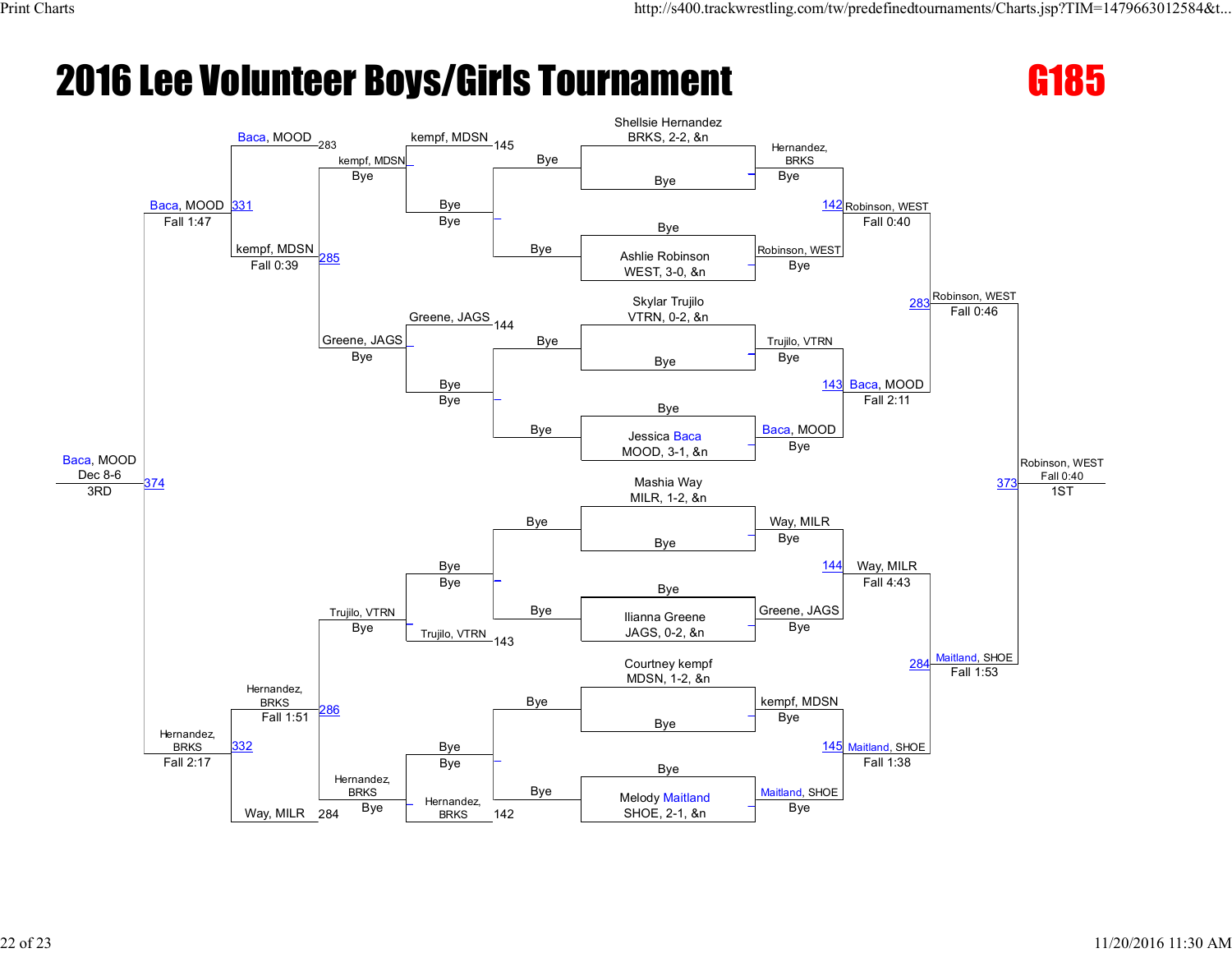# 2016 Lee Volunteer Boys/Girls Tournament

## G185

### Championship Bracket

**Seeds / First Round**

- Shellsie Hernandez, BRKS, 2-2, &n vs Bye → Hernandez, BRKS (Bye)
- Bye vs Ashlie Robinson, WEST, 3-0, &n → Robinson, WEST (Bye)
- Skylar Trujilo, VTRN, 0-2, &n vs Bye → Trujilo, VTRN (Bye)
- Bye vs Jessica Baca, MOOD, 3-1, &n → Baca, MOOD (Bye)
- Mashia Way, MILR, 1-2, &n vs Bye → Way, MILR (Bye)
- Bye vs Ilianna Greene, JAGS, 0-2, &n → Greene, JAGS (Bye)
- Courtney kempf, MDSN, 1-2, &n vs Bye → kempf, MDSN (Bye)
- Bye vs Melody Maitland, SHOE, 2-1, &n → Maitland, SHOE (Bye)

**Quarterfinals**

- 142: Hernandez, BRKS vs Robinson, WEST → Robinson, WEST, Fall 0:40
- 143: Trujilo, VTRN vs Baca, MOOD → Baca, MOOD, Fall 2:11
- 144: Way, MILR vs Greene, JAGS → Way, MILR, Fall 4:43
- 145: kempf, MDSN vs Maitland, SHOE → Maitland, SHOE, Fall 1:38

**Semifinals**

- 283: Robinson, WEST vs Baca, MOOD → Robinson, WEST, Fall 0:46
- 284: Way, MILR vs Maitland, SHOE → Maitland, SHOE, Fall 1:53

**Final**

- 373: Robinson, WEST vs Maitland, SHOE → Robinson, WEST, Fall 0:40 — 1ST

### Consolation Bracket

**First Round**

- kempf, MDSN (L 145) — Bye → kempf, MDSN (Bye)
- Greene, JAGS (L 144) — Bye → Greene, JAGS (Bye)
- Trujilo, VTRN (L 143) — Bye → Trujilo, VTRN (Bye)
- Hernandez, BRKS (L 142) — Bye → Hernandez, BRKS (Bye)

**Second Round**

- kempf, MDSN vs Greene, JAGS → kempf, MDSN (Bye)
- Trujilo, VTRN vs Hernandez, BRKS → Hernandez, BRKS (Bye)

**Consolation Semifinals**

- 285: kempf, MDSN vs Greene, JAGS → kempf, MDSN, Fall 0:39
- 286: Trujilo, VTRN vs Hernandez, BRKS → Hernandez, BRKS, Fall 1:51

**Consolation Quarterfinals**

- 331: Baca, MOOD (L 283) vs kempf, MDSN → Baca, MOOD, Fall 1:47
- 332: Hernandez, BRKS vs Way, MILR (L 284) → Hernandez, BRKS, Fall 2:17

**3rd Place**

- 374: Baca, MOOD vs Hernandez, BRKS → Baca, MOOD, Dec 8-6 — 3RD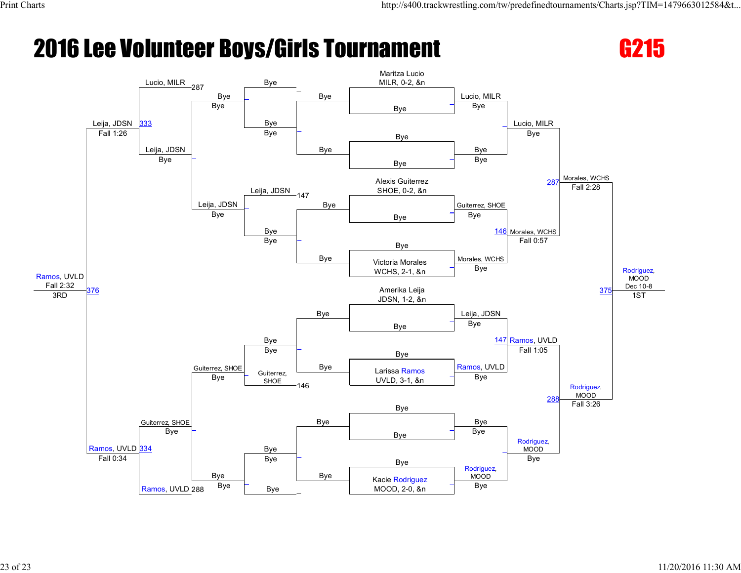# 2016 Lee Volunteer Boys/Girls Tournament

**G215**

Maritza Lucio
MILR, 0-2, &n

Bye

Bye

Bye

Alexis Guiterrez
SHOE, 0-2, &n

Bye

Bye

Victoria Morales
WCHS, 2-1, &n

Amerika Leija
JDSN, 1-2, &n

Bye

Bye

Larissa Ramos
UVLD, 3-1, &n

Bye

Bye

Bye

Kacie Rodriguez
MOOD, 2-0, &n

Lucio, MILR
Bye

Bye
Bye

Guiterrez, SHOE
Bye

Morales, WCHS
Bye

Leija, JDSN
Bye

Ramos, UVLD
Bye

Bye
Bye

Rodriguez, MOOD
Bye

Lucio, MILR
Bye

146 Morales, WCHS
Fall 0:57

147 Ramos, UVLD
Fall 1:05

Rodriguez, MOOD
Bye

287 Morales, WCHS
Fall 2:28

288 Rodriguez, MOOD
Fall 3:26

375 Rodriguez, MOOD
Dec 10-8
1ST

Consolation:

Bye
Bye

Bye
Bye

Bye
Bye

Bye
Bye

Leija, JDSN 147
Bye
Bye

Bye
Bye

Bye
Bye

Guiterrez, SHOE 146

Bye
Bye

Bye
Bye

Bye

Lucio, MILR 287

Leija, JDSN
Bye

Leija, JDSN
Bye

Guiterrez, SHOE
Bye

Bye
Bye

Guiterrez, SHOE
Bye

Ramos, UVLD 288

333 Leija, JDSN
Fall 1:26

334 Ramos, UVLD
Fall 0:34

376 Ramos, UVLD
Fall 2:32
3RD